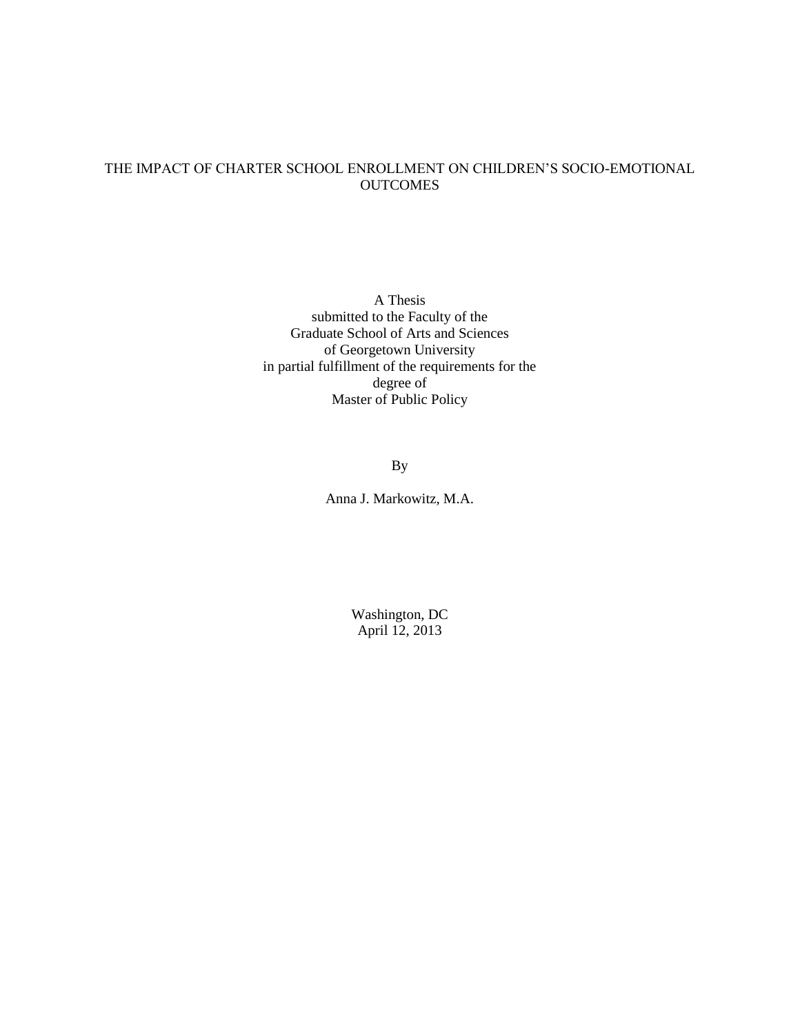# THE IMPACT OF CHARTER SCHOOL ENROLLMENT ON CHILDREN'S SOCIO-EMOTIONAL OUTCOMES

A Thesis
submitted to the Faculty of the
Graduate School of Arts and Sciences
of Georgetown University
in partial fulfillment of the requirements for the
degree of
Master of Public Policy

By

Anna J. Markowitz, M.A.

Washington, DC
April 12, 2013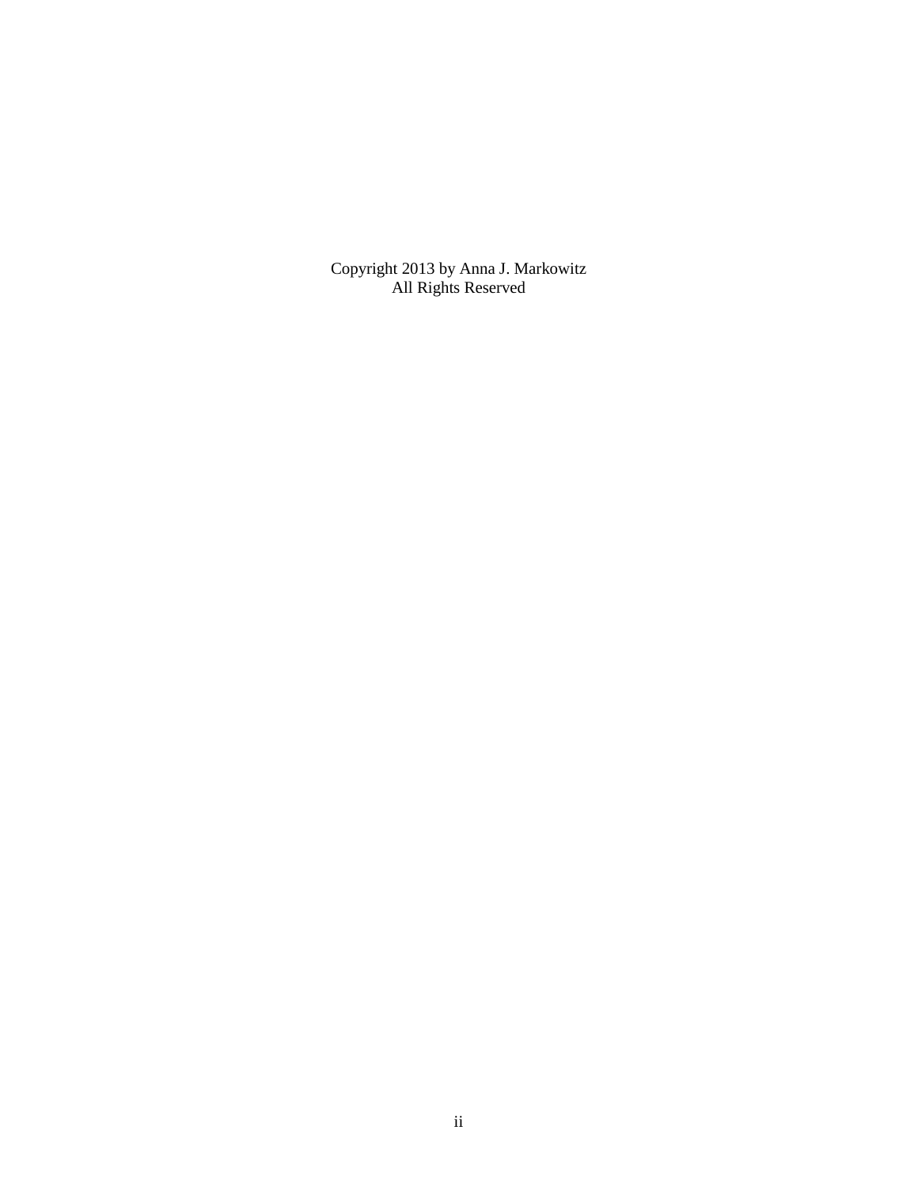Copyright 2013 by Anna J. Markowitz
All Rights Reserved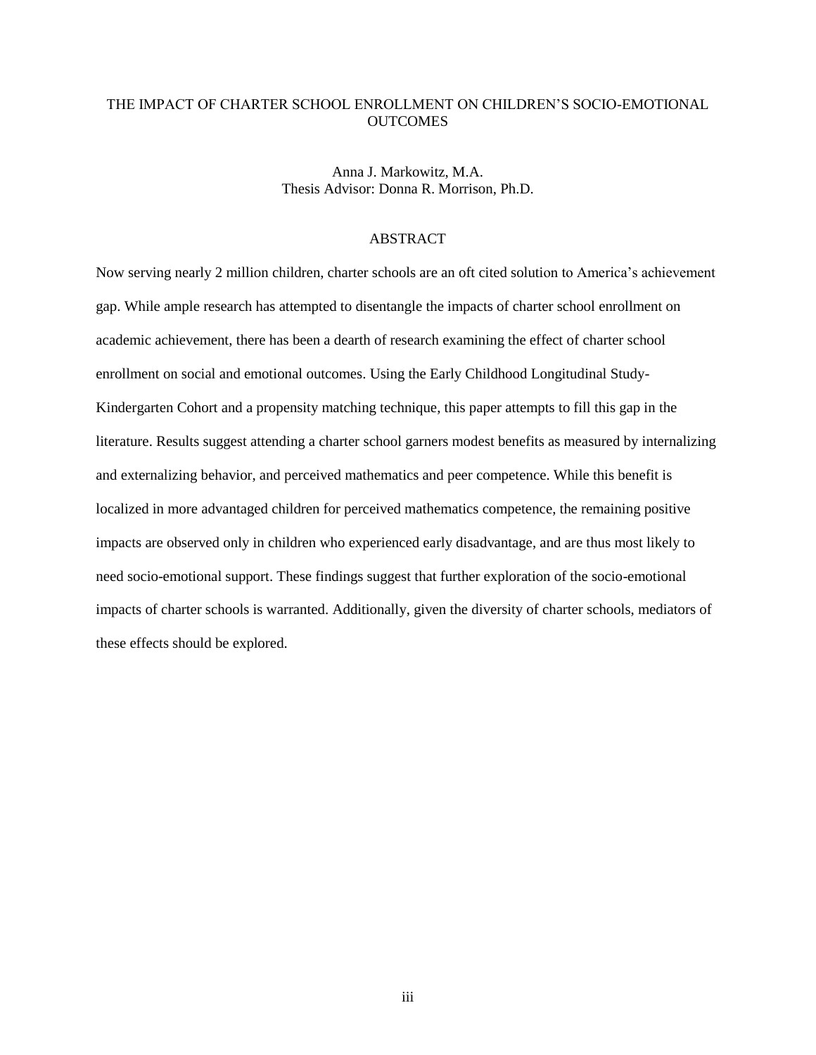# THE IMPACT OF CHARTER SCHOOL ENROLLMENT ON CHILDREN'S SOCIO-EMOTIONAL OUTCOMES

Anna J. Markowitz, M.A.
Thesis Advisor: Donna R. Morrison, Ph.D.

## ABSTRACT

Now serving nearly 2 million children, charter schools are an oft cited solution to America's achievement gap. While ample research has attempted to disentangle the impacts of charter school enrollment on academic achievement, there has been a dearth of research examining the effect of charter school enrollment on social and emotional outcomes. Using the Early Childhood Longitudinal Study-Kindergarten Cohort and a propensity matching technique, this paper attempts to fill this gap in the literature. Results suggest attending a charter school garners modest benefits as measured by internalizing and externalizing behavior, and perceived mathematics and peer competence. While this benefit is localized in more advantaged children for perceived mathematics competence, the remaining positive impacts are observed only in children who experienced early disadvantage, and are thus most likely to need socio-emotional support. These findings suggest that further exploration of the socio-emotional impacts of charter schools is warranted. Additionally, given the diversity of charter schools, mediators of these effects should be explored.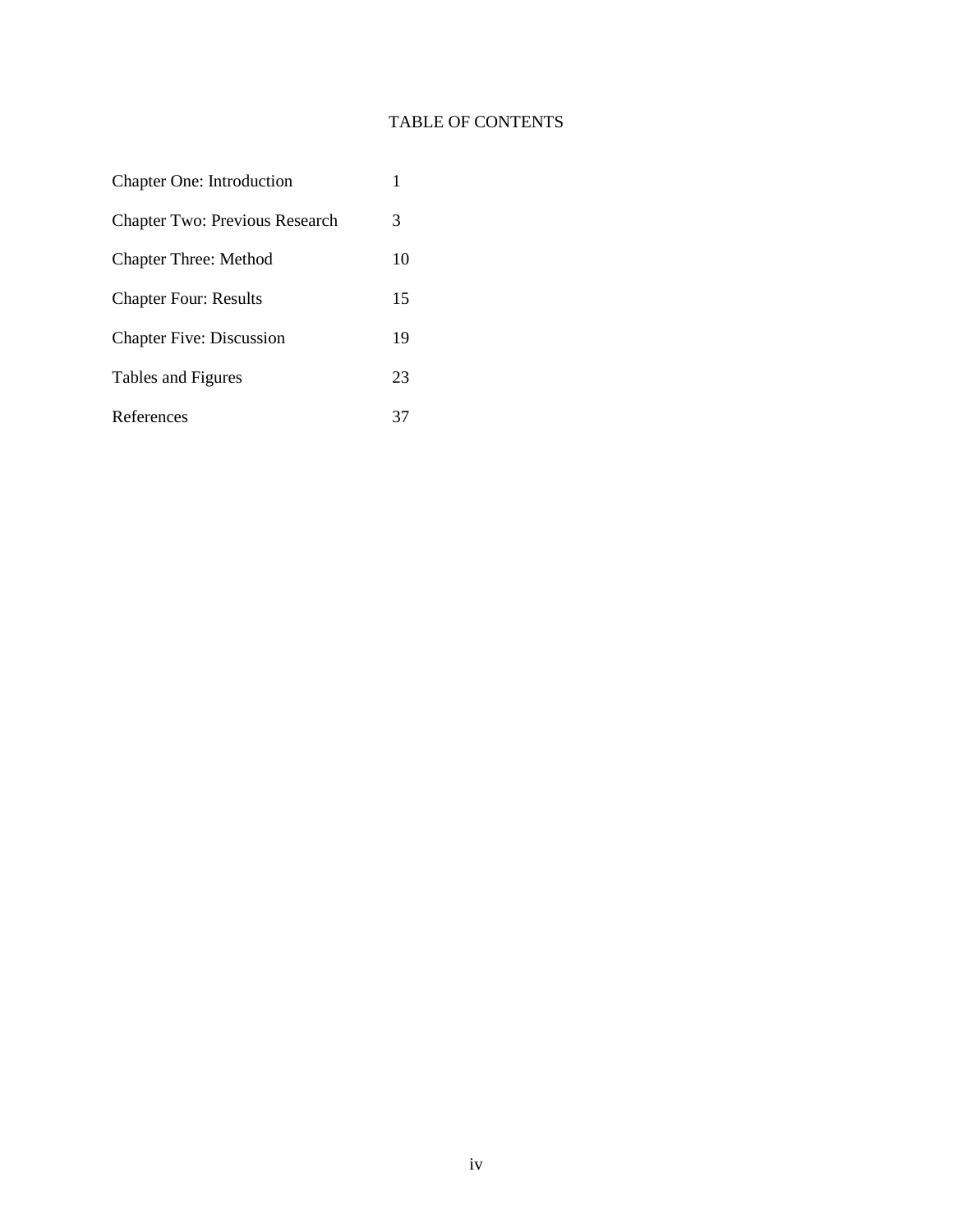# TABLE OF CONTENTS

| | |
|---|---|
| Chapter One: Introduction | 1 |
| Chapter Two: Previous Research | 3 |
| Chapter Three: Method | 10 |
| Chapter Four: Results | 15 |
| Chapter Five: Discussion | 19 |
| Tables and Figures | 23 |
| References | 37 |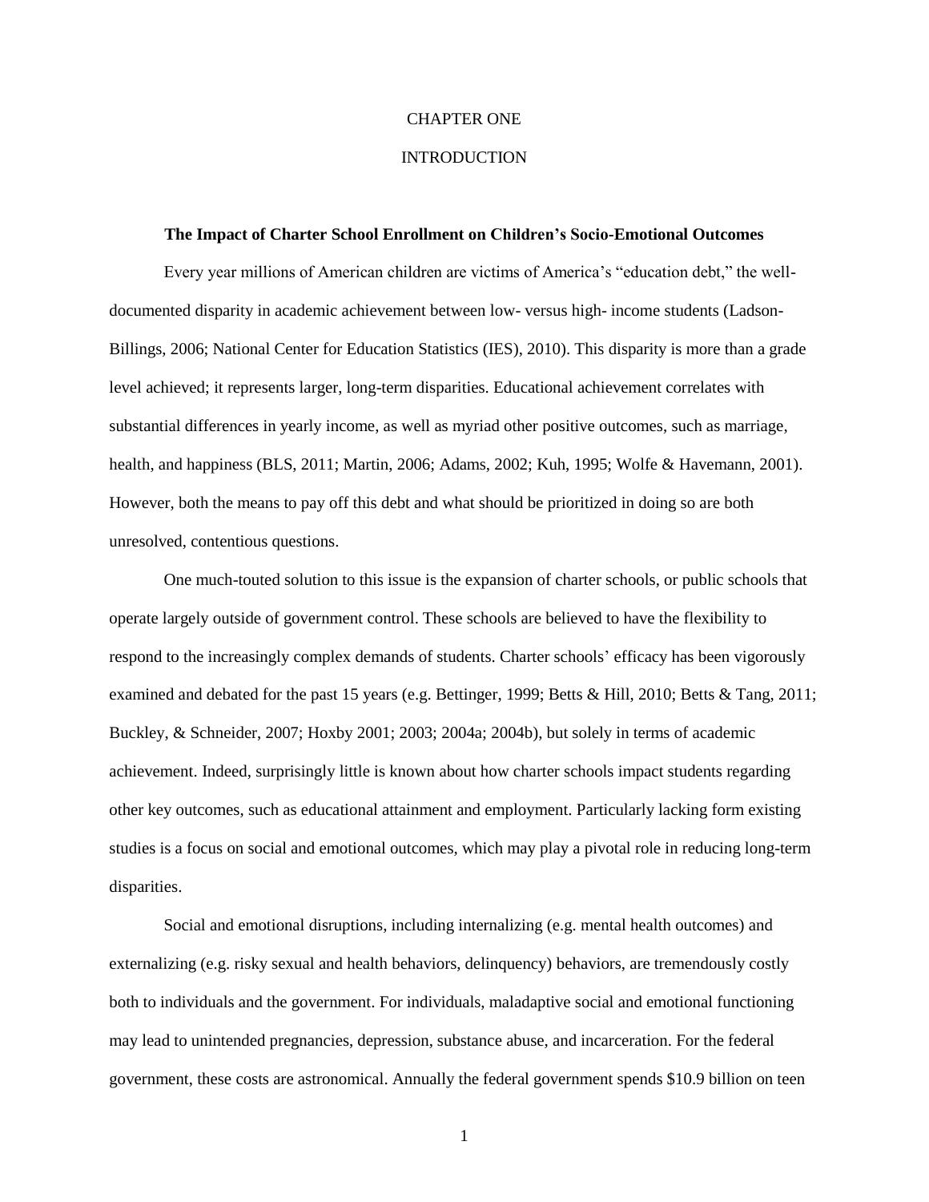# CHAPTER ONE

# INTRODUCTION

### The Impact of Charter School Enrollment on Children's Socio-Emotional Outcomes

Every year millions of American children are victims of America's "education debt," the well-documented disparity in academic achievement between low- versus high- income students (Ladson-Billings, 2006; National Center for Education Statistics (IES), 2010). This disparity is more than a grade level achieved; it represents larger, long-term disparities. Educational achievement correlates with substantial differences in yearly income, as well as myriad other positive outcomes, such as marriage, health, and happiness (BLS, 2011; Martin, 2006; Adams, 2002; Kuh, 1995; Wolfe & Havemann, 2001). However, both the means to pay off this debt and what should be prioritized in doing so are both unresolved, contentious questions.

One much-touted solution to this issue is the expansion of charter schools, or public schools that operate largely outside of government control. These schools are believed to have the flexibility to respond to the increasingly complex demands of students. Charter schools' efficacy has been vigorously examined and debated for the past 15 years (e.g. Bettinger, 1999; Betts & Hill, 2010; Betts & Tang, 2011; Buckley, & Schneider, 2007; Hoxby 2001; 2003; 2004a; 2004b), but solely in terms of academic achievement. Indeed, surprisingly little is known about how charter schools impact students regarding other key outcomes, such as educational attainment and employment. Particularly lacking form existing studies is a focus on social and emotional outcomes, which may play a pivotal role in reducing long-term disparities.

Social and emotional disruptions, including internalizing (e.g. mental health outcomes) and externalizing (e.g. risky sexual and health behaviors, delinquency) behaviors, are tremendously costly both to individuals and the government. For individuals, maladaptive social and emotional functioning may lead to unintended pregnancies, depression, substance abuse, and incarceration. For the federal government, these costs are astronomical. Annually the federal government spends $10.9 billion on teen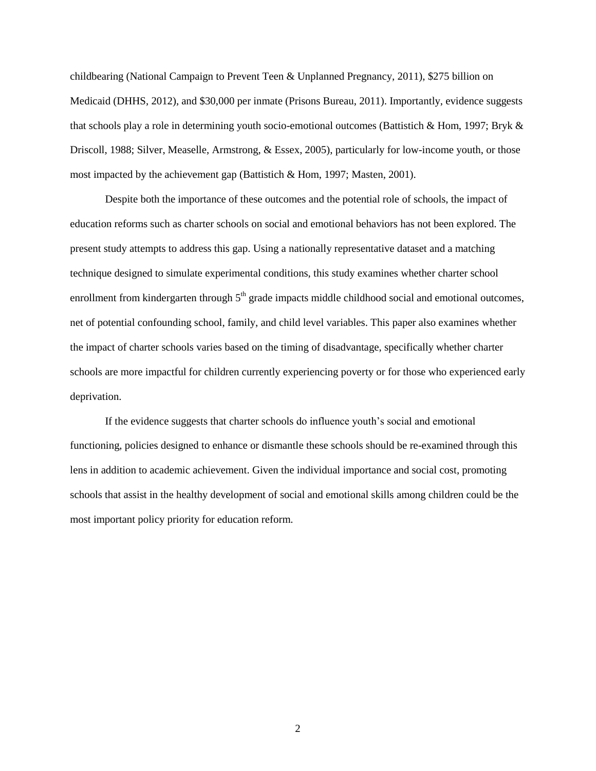childbearing (National Campaign to Prevent Teen & Unplanned Pregnancy, 2011), $275 billion on Medicaid (DHHS, 2012), and $30,000 per inmate (Prisons Bureau, 2011). Importantly, evidence suggests that schools play a role in determining youth socio-emotional outcomes (Battistich & Hom, 1997; Bryk & Driscoll, 1988; Silver, Measelle, Armstrong, & Essex, 2005), particularly for low-income youth, or those most impacted by the achievement gap (Battistich & Hom, 1997; Masten, 2001).

Despite both the importance of these outcomes and the potential role of schools, the impact of education reforms such as charter schools on social and emotional behaviors has not been explored. The present study attempts to address this gap. Using a nationally representative dataset and a matching technique designed to simulate experimental conditions, this study examines whether charter school enrollment from kindergarten through 5th grade impacts middle childhood social and emotional outcomes, net of potential confounding school, family, and child level variables. This paper also examines whether the impact of charter schools varies based on the timing of disadvantage, specifically whether charter schools are more impactful for children currently experiencing poverty or for those who experienced early deprivation.

If the evidence suggests that charter schools do influence youth's social and emotional functioning, policies designed to enhance or dismantle these schools should be re-examined through this lens in addition to academic achievement. Given the individual importance and social cost, promoting schools that assist in the healthy development of social and emotional skills among children could be the most important policy priority for education reform.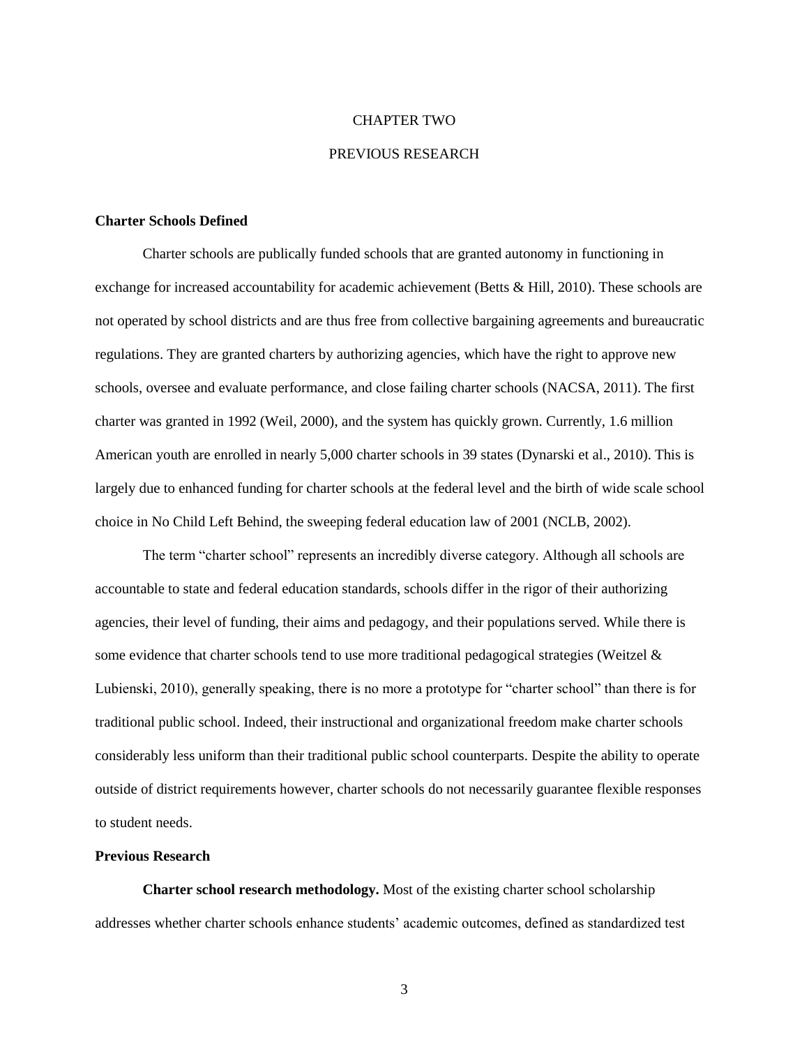# CHAPTER TWO

# PREVIOUS RESEARCH

## Charter Schools Defined

Charter schools are publically funded schools that are granted autonomy in functioning in exchange for increased accountability for academic achievement (Betts & Hill, 2010). These schools are not operated by school districts and are thus free from collective bargaining agreements and bureaucratic regulations. They are granted charters by authorizing agencies, which have the right to approve new schools, oversee and evaluate performance, and close failing charter schools (NACSA, 2011). The first charter was granted in 1992 (Weil, 2000), and the system has quickly grown. Currently, 1.6 million American youth are enrolled in nearly 5,000 charter schools in 39 states (Dynarski et al., 2010). This is largely due to enhanced funding for charter schools at the federal level and the birth of wide scale school choice in No Child Left Behind, the sweeping federal education law of 2001 (NCLB, 2002).

The term "charter school" represents an incredibly diverse category. Although all schools are accountable to state and federal education standards, schools differ in the rigor of their authorizing agencies, their level of funding, their aims and pedagogy, and their populations served. While there is some evidence that charter schools tend to use more traditional pedagogical strategies (Weitzel & Lubienski, 2010), generally speaking, there is no more a prototype for "charter school" than there is for traditional public school. Indeed, their instructional and organizational freedom make charter schools considerably less uniform than their traditional public school counterparts. Despite the ability to operate outside of district requirements however, charter schools do not necessarily guarantee flexible responses to student needs.

## Previous Research

**Charter school research methodology.** Most of the existing charter school scholarship addresses whether charter schools enhance students' academic outcomes, defined as standardized test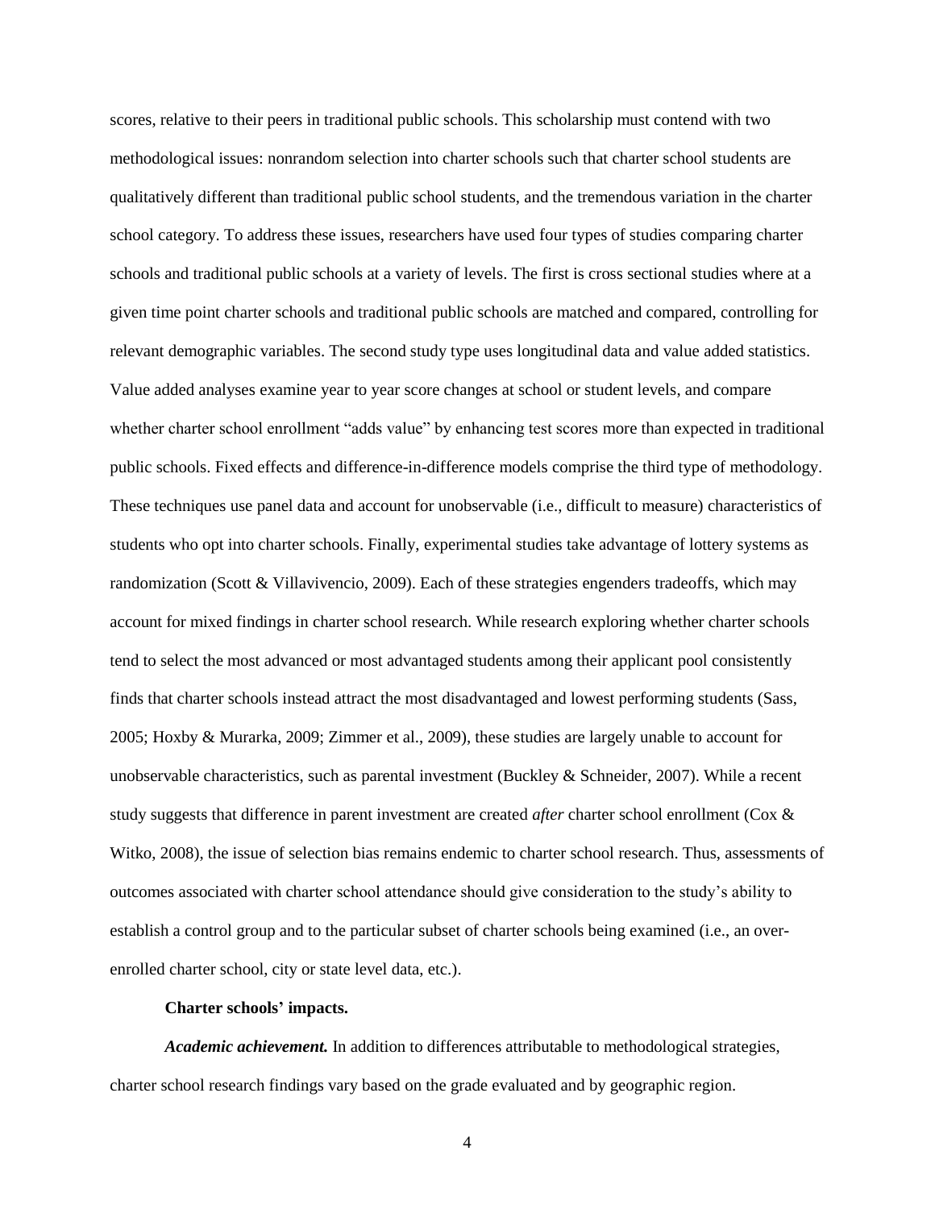scores, relative to their peers in traditional public schools. This scholarship must contend with two methodological issues: nonrandom selection into charter schools such that charter school students are qualitatively different than traditional public school students, and the tremendous variation in the charter school category. To address these issues, researchers have used four types of studies comparing charter schools and traditional public schools at a variety of levels. The first is cross sectional studies where at a given time point charter schools and traditional public schools are matched and compared, controlling for relevant demographic variables. The second study type uses longitudinal data and value added statistics. Value added analyses examine year to year score changes at school or student levels, and compare whether charter school enrollment "adds value" by enhancing test scores more than expected in traditional public schools. Fixed effects and difference-in-difference models comprise the third type of methodology. These techniques use panel data and account for unobservable (i.e., difficult to measure) characteristics of students who opt into charter schools. Finally, experimental studies take advantage of lottery systems as randomization (Scott & Villavivencio, 2009). Each of these strategies engenders tradeoffs, which may account for mixed findings in charter school research. While research exploring whether charter schools tend to select the most advanced or most advantaged students among their applicant pool consistently finds that charter schools instead attract the most disadvantaged and lowest performing students (Sass, 2005; Hoxby & Murarka, 2009; Zimmer et al., 2009), these studies are largely unable to account for unobservable characteristics, such as parental investment (Buckley & Schneider, 2007). While a recent study suggests that difference in parent investment are created *after* charter school enrollment (Cox & Witko, 2008), the issue of selection bias remains endemic to charter school research. Thus, assessments of outcomes associated with charter school attendance should give consideration to the study's ability to establish a control group and to the particular subset of charter schools being examined (i.e., an over-enrolled charter school, city or state level data, etc.).

**Charter schools' impacts.**

***Academic achievement.*** In addition to differences attributable to methodological strategies, charter school research findings vary based on the grade evaluated and by geographic region.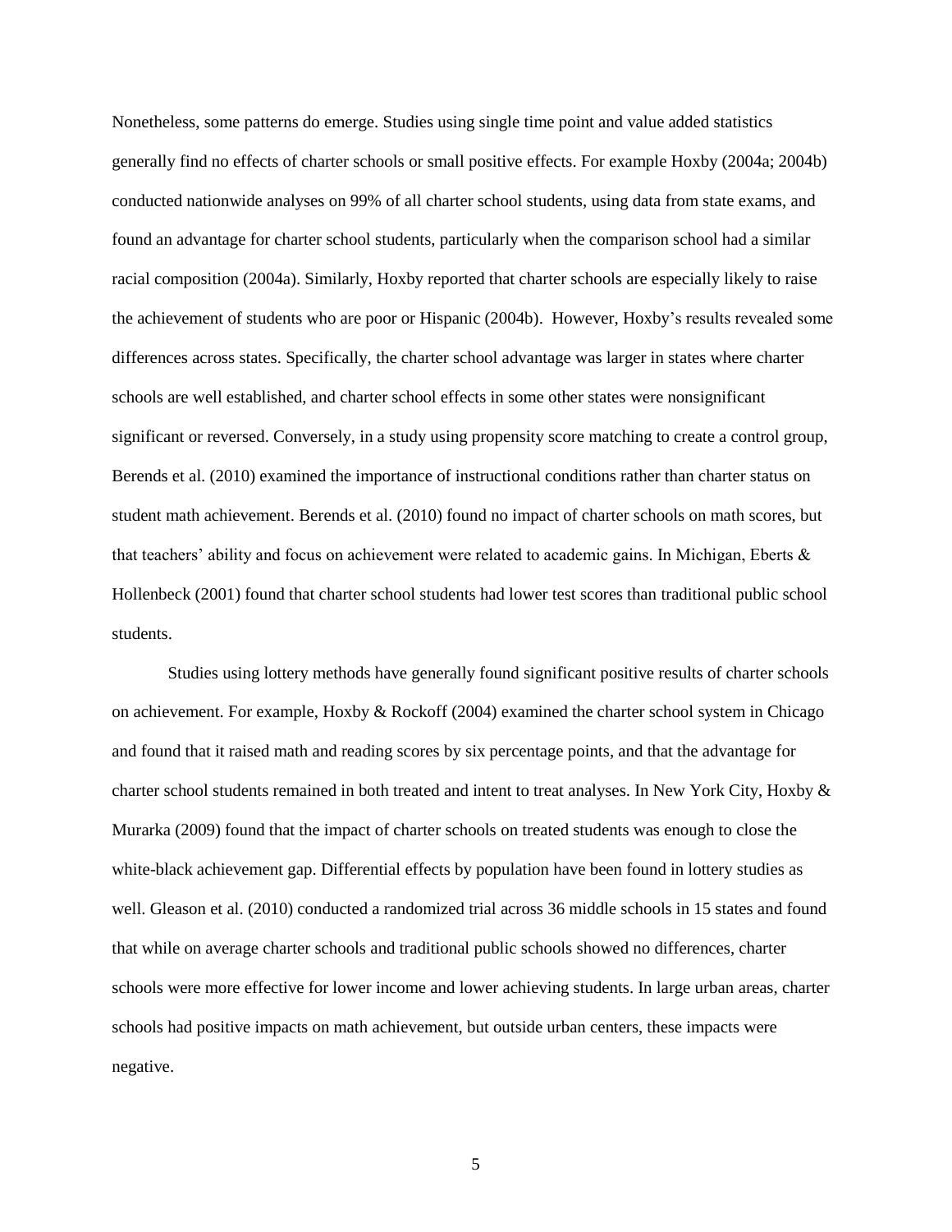Nonetheless, some patterns do emerge. Studies using single time point and value added statistics generally find no effects of charter schools or small positive effects. For example Hoxby (2004a; 2004b) conducted nationwide analyses on 99% of all charter school students, using data from state exams, and found an advantage for charter school students, particularly when the comparison school had a similar racial composition (2004a). Similarly, Hoxby reported that charter schools are especially likely to raise the achievement of students who are poor or Hispanic (2004b). However, Hoxby's results revealed some differences across states. Specifically, the charter school advantage was larger in states where charter schools are well established, and charter school effects in some other states were nonsignificant significant or reversed. Conversely, in a study using propensity score matching to create a control group, Berends et al. (2010) examined the importance of instructional conditions rather than charter status on student math achievement. Berends et al. (2010) found no impact of charter schools on math scores, but that teachers' ability and focus on achievement were related to academic gains. In Michigan, Eberts & Hollenbeck (2001) found that charter school students had lower test scores than traditional public school students.

Studies using lottery methods have generally found significant positive results of charter schools on achievement. For example, Hoxby & Rockoff (2004) examined the charter school system in Chicago and found that it raised math and reading scores by six percentage points, and that the advantage for charter school students remained in both treated and intent to treat analyses. In New York City, Hoxby & Murarka (2009) found that the impact of charter schools on treated students was enough to close the white-black achievement gap. Differential effects by population have been found in lottery studies as well. Gleason et al. (2010) conducted a randomized trial across 36 middle schools in 15 states and found that while on average charter schools and traditional public schools showed no differences, charter schools were more effective for lower income and lower achieving students. In large urban areas, charter schools had positive impacts on math achievement, but outside urban centers, these impacts were negative.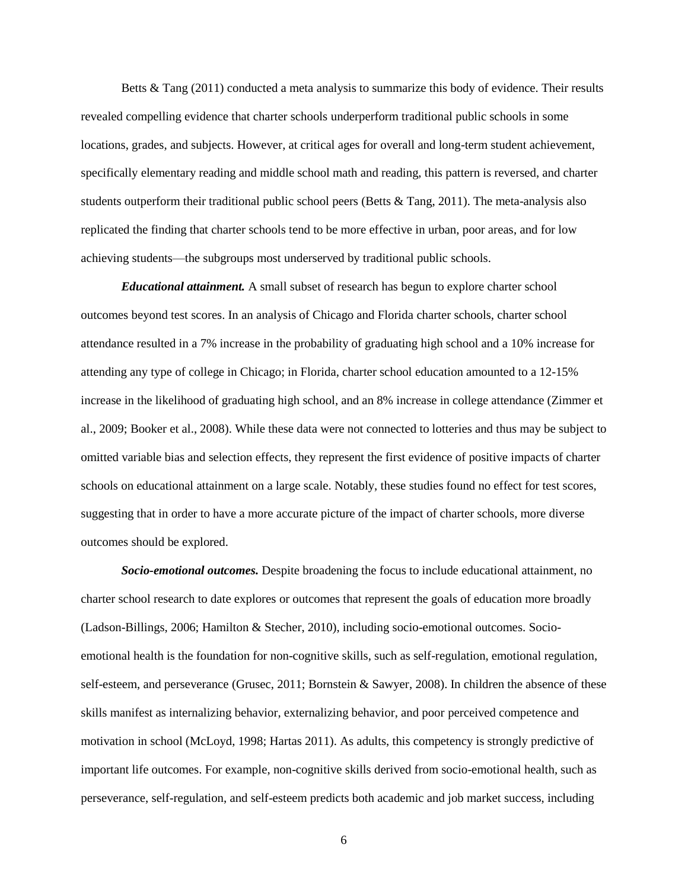Betts & Tang (2011) conducted a meta analysis to summarize this body of evidence. Their results revealed compelling evidence that charter schools underperform traditional public schools in some locations, grades, and subjects. However, at critical ages for overall and long-term student achievement, specifically elementary reading and middle school math and reading, this pattern is reversed, and charter students outperform their traditional public school peers (Betts & Tang, 2011). The meta-analysis also replicated the finding that charter schools tend to be more effective in urban, poor areas, and for low achieving students—the subgroups most underserved by traditional public schools.

***Educational attainment.*** A small subset of research has begun to explore charter school outcomes beyond test scores. In an analysis of Chicago and Florida charter schools, charter school attendance resulted in a 7% increase in the probability of graduating high school and a 10% increase for attending any type of college in Chicago; in Florida, charter school education amounted to a 12-15% increase in the likelihood of graduating high school, and an 8% increase in college attendance (Zimmer et al., 2009; Booker et al., 2008). While these data were not connected to lotteries and thus may be subject to omitted variable bias and selection effects, they represent the first evidence of positive impacts of charter schools on educational attainment on a large scale. Notably, these studies found no effect for test scores, suggesting that in order to have a more accurate picture of the impact of charter schools, more diverse outcomes should be explored.

***Socio-emotional outcomes.*** Despite broadening the focus to include educational attainment, no charter school research to date explores or outcomes that represent the goals of education more broadly (Ladson-Billings, 2006; Hamilton & Stecher, 2010), including socio-emotional outcomes. Socio-emotional health is the foundation for non-cognitive skills, such as self-regulation, emotional regulation, self-esteem, and perseverance (Grusec, 2011; Bornstein & Sawyer, 2008). In children the absence of these skills manifest as internalizing behavior, externalizing behavior, and poor perceived competence and motivation in school (McLoyd, 1998; Hartas 2011). As adults, this competency is strongly predictive of important life outcomes. For example, non-cognitive skills derived from socio-emotional health, such as perseverance, self-regulation, and self-esteem predicts both academic and job market success, including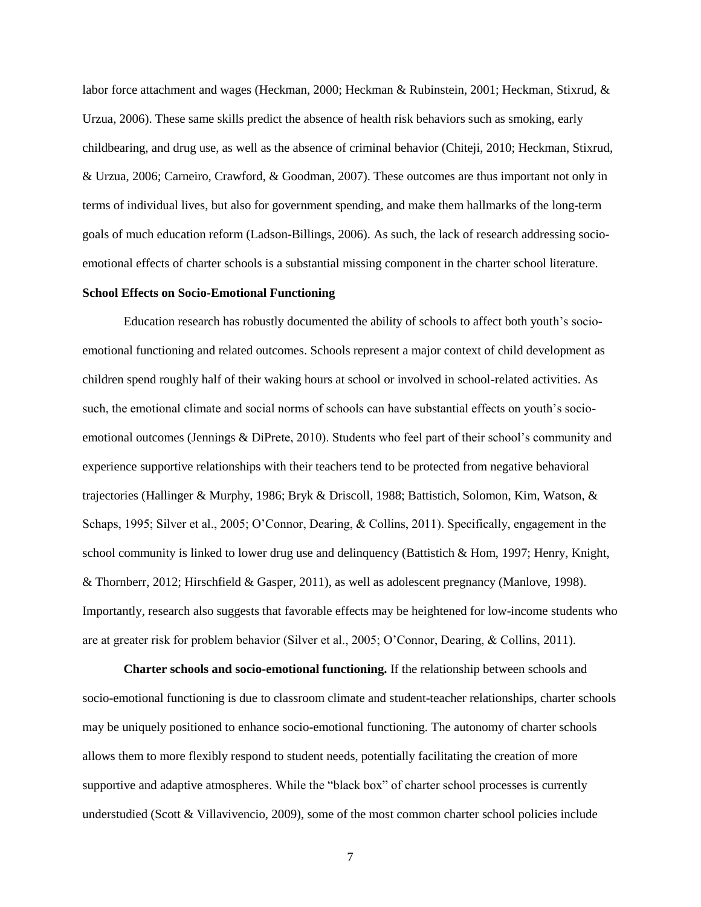labor force attachment and wages (Heckman, 2000; Heckman & Rubinstein, 2001; Heckman, Stixrud, & Urzua, 2006). These same skills predict the absence of health risk behaviors such as smoking, early childbearing, and drug use, as well as the absence of criminal behavior (Chiteji, 2010; Heckman, Stixrud, & Urzua, 2006; Carneiro, Crawford, & Goodman, 2007). These outcomes are thus important not only in terms of individual lives, but also for government spending, and make them hallmarks of the long-term goals of much education reform (Ladson-Billings, 2006). As such, the lack of research addressing socio-emotional effects of charter schools is a substantial missing component in the charter school literature.

## School Effects on Socio-Emotional Functioning

Education research has robustly documented the ability of schools to affect both youth's socio-emotional functioning and related outcomes. Schools represent a major context of child development as children spend roughly half of their waking hours at school or involved in school-related activities. As such, the emotional climate and social norms of schools can have substantial effects on youth's socio-emotional outcomes (Jennings & DiPrete, 2010). Students who feel part of their school's community and experience supportive relationships with their teachers tend to be protected from negative behavioral trajectories (Hallinger & Murphy, 1986; Bryk & Driscoll, 1988; Battistich, Solomon, Kim, Watson, & Schaps, 1995; Silver et al., 2005; O'Connor, Dearing, & Collins, 2011). Specifically, engagement in the school community is linked to lower drug use and delinquency (Battistich & Hom, 1997; Henry, Knight, & Thornberr, 2012; Hirschfield & Gasper, 2011), as well as adolescent pregnancy (Manlove, 1998). Importantly, research also suggests that favorable effects may be heightened for low-income students who are at greater risk for problem behavior (Silver et al., 2005; O'Connor, Dearing, & Collins, 2011).

**Charter schools and socio-emotional functioning.** If the relationship between schools and socio-emotional functioning is due to classroom climate and student-teacher relationships, charter schools may be uniquely positioned to enhance socio-emotional functioning. The autonomy of charter schools allows them to more flexibly respond to student needs, potentially facilitating the creation of more supportive and adaptive atmospheres. While the "black box" of charter school processes is currently understudied (Scott & Villavivencio, 2009), some of the most common charter school policies include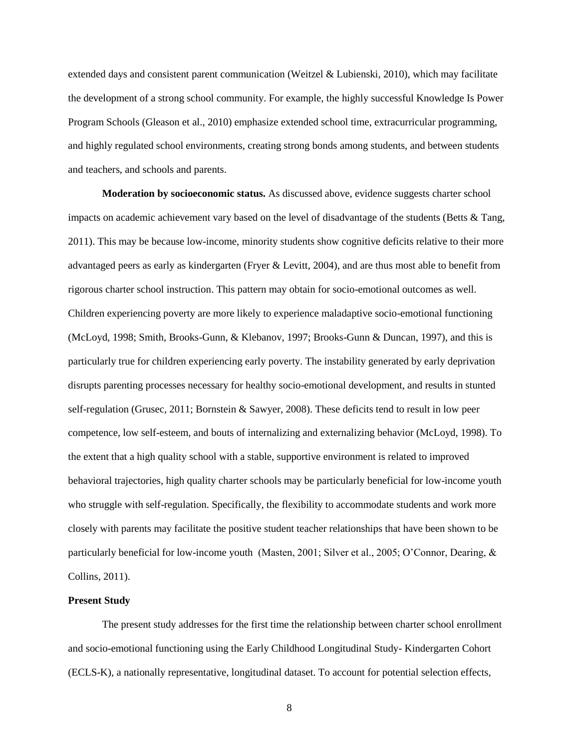extended days and consistent parent communication (Weitzel & Lubienski, 2010), which may facilitate the development of a strong school community. For example, the highly successful Knowledge Is Power Program Schools (Gleason et al., 2010) emphasize extended school time, extracurricular programming, and highly regulated school environments, creating strong bonds among students, and between students and teachers, and schools and parents.

**Moderation by socioeconomic status.** As discussed above, evidence suggests charter school impacts on academic achievement vary based on the level of disadvantage of the students (Betts & Tang, 2011). This may be because low-income, minority students show cognitive deficits relative to their more advantaged peers as early as kindergarten (Fryer & Levitt, 2004), and are thus most able to benefit from rigorous charter school instruction. This pattern may obtain for socio-emotional outcomes as well. Children experiencing poverty are more likely to experience maladaptive socio-emotional functioning (McLoyd, 1998; Smith, Brooks-Gunn, & Klebanov, 1997; Brooks-Gunn & Duncan, 1997), and this is particularly true for children experiencing early poverty. The instability generated by early deprivation disrupts parenting processes necessary for healthy socio-emotional development, and results in stunted self-regulation (Grusec, 2011; Bornstein & Sawyer, 2008). These deficits tend to result in low peer competence, low self-esteem, and bouts of internalizing and externalizing behavior (McLoyd, 1998). To the extent that a high quality school with a stable, supportive environment is related to improved behavioral trajectories, high quality charter schools may be particularly beneficial for low-income youth who struggle with self-regulation. Specifically, the flexibility to accommodate students and work more closely with parents may facilitate the positive student teacher relationships that have been shown to be particularly beneficial for low-income youth (Masten, 2001; Silver et al., 2005; O'Connor, Dearing, & Collins, 2011).

## Present Study

The present study addresses for the first time the relationship between charter school enrollment and socio-emotional functioning using the Early Childhood Longitudinal Study- Kindergarten Cohort (ECLS-K), a nationally representative, longitudinal dataset. To account for potential selection effects,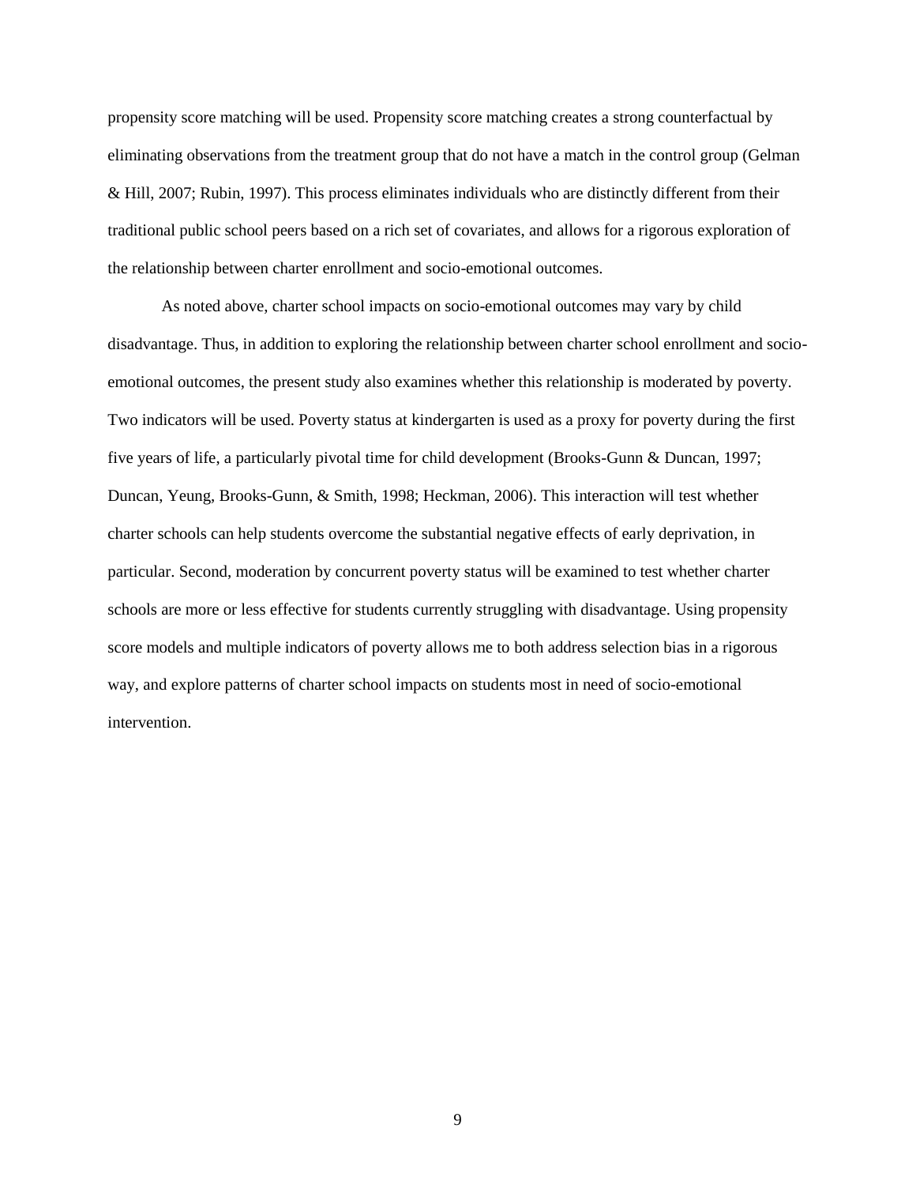propensity score matching will be used. Propensity score matching creates a strong counterfactual by eliminating observations from the treatment group that do not have a match in the control group (Gelman & Hill, 2007; Rubin, 1997). This process eliminates individuals who are distinctly different from their traditional public school peers based on a rich set of covariates, and allows for a rigorous exploration of the relationship between charter enrollment and socio-emotional outcomes.

As noted above, charter school impacts on socio-emotional outcomes may vary by child disadvantage. Thus, in addition to exploring the relationship between charter school enrollment and socio-emotional outcomes, the present study also examines whether this relationship is moderated by poverty. Two indicators will be used. Poverty status at kindergarten is used as a proxy for poverty during the first five years of life, a particularly pivotal time for child development (Brooks-Gunn & Duncan, 1997; Duncan, Yeung, Brooks-Gunn, & Smith, 1998; Heckman, 2006). This interaction will test whether charter schools can help students overcome the substantial negative effects of early deprivation, in particular. Second, moderation by concurrent poverty status will be examined to test whether charter schools are more or less effective for students currently struggling with disadvantage. Using propensity score models and multiple indicators of poverty allows me to both address selection bias in a rigorous way, and explore patterns of charter school impacts on students most in need of socio-emotional intervention.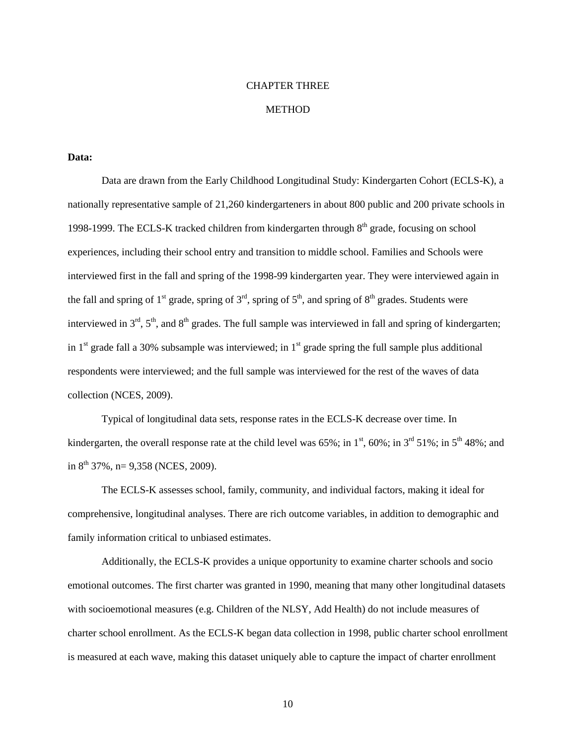# CHAPTER THREE

# METHOD

**Data:**

Data are drawn from the Early Childhood Longitudinal Study: Kindergarten Cohort (ECLS-K), a nationally representative sample of 21,260 kindergarteners in about 800 public and 200 private schools in 1998-1999. The ECLS-K tracked children from kindergarten through 8th grade, focusing on school experiences, including their school entry and transition to middle school. Families and Schools were interviewed first in the fall and spring of the 1998-99 kindergarten year. They were interviewed again in the fall and spring of 1st grade, spring of 3rd, spring of 5th, and spring of 8th grades. Students were interviewed in 3rd, 5th, and 8th grades. The full sample was interviewed in fall and spring of kindergarten; in 1st grade fall a 30% subsample was interviewed; in 1st grade spring the full sample plus additional respondents were interviewed; and the full sample was interviewed for the rest of the waves of data collection (NCES, 2009).

Typical of longitudinal data sets, response rates in the ECLS-K decrease over time. In kindergarten, the overall response rate at the child level was 65%; in 1st, 60%; in 3rd 51%; in 5th 48%; and in 8th 37%, n= 9,358 (NCES, 2009).

The ECLS-K assesses school, family, community, and individual factors, making it ideal for comprehensive, longitudinal analyses. There are rich outcome variables, in addition to demographic and family information critical to unbiased estimates.

Additionally, the ECLS-K provides a unique opportunity to examine charter schools and socio emotional outcomes. The first charter was granted in 1990, meaning that many other longitudinal datasets with socioemotional measures (e.g. Children of the NLSY, Add Health) do not include measures of charter school enrollment. As the ECLS-K began data collection in 1998, public charter school enrollment is measured at each wave, making this dataset uniquely able to capture the impact of charter enrollment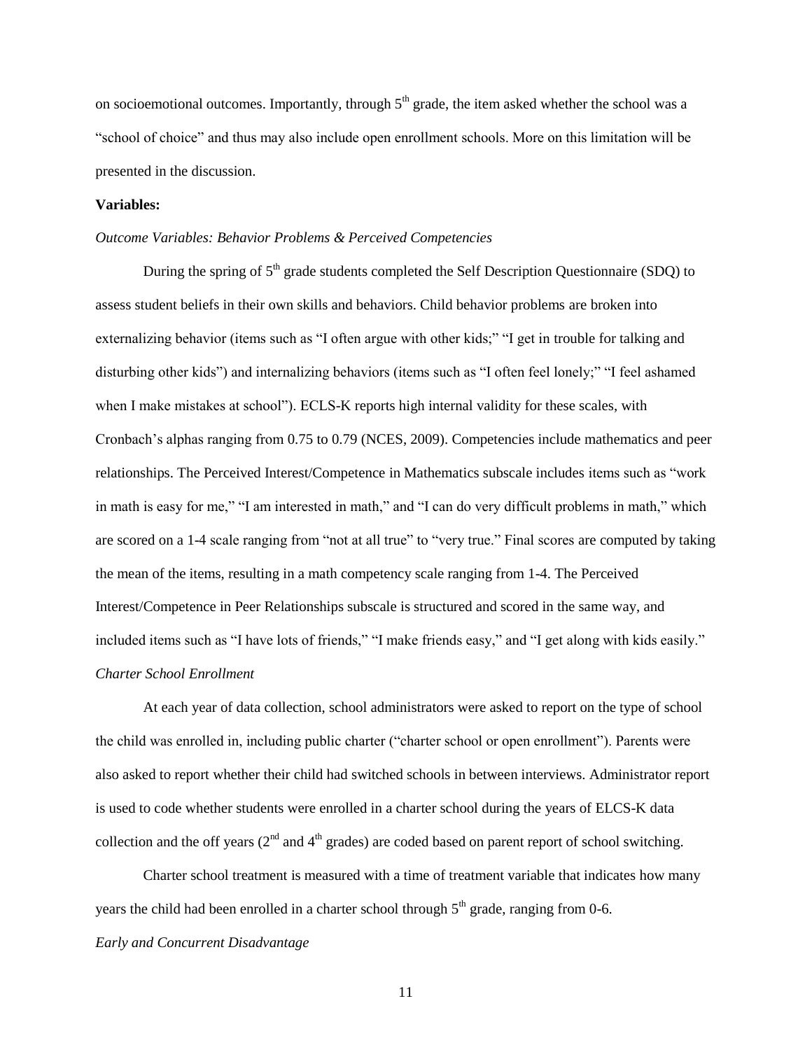on socioemotional outcomes. Importantly, through 5th grade, the item asked whether the school was a "school of choice" and thus may also include open enrollment schools. More on this limitation will be presented in the discussion.

**Variables:**

*Outcome Variables: Behavior Problems & Perceived Competencies*

During the spring of 5th grade students completed the Self Description Questionnaire (SDQ) to assess student beliefs in their own skills and behaviors. Child behavior problems are broken into externalizing behavior (items such as "I often argue with other kids;" "I get in trouble for talking and disturbing other kids") and internalizing behaviors (items such as "I often feel lonely;" "I feel ashamed when I make mistakes at school"). ECLS-K reports high internal validity for these scales, with Cronbach's alphas ranging from 0.75 to 0.79 (NCES, 2009). Competencies include mathematics and peer relationships. The Perceived Interest/Competence in Mathematics subscale includes items such as "work in math is easy for me," "I am interested in math," and "I can do very difficult problems in math," which are scored on a 1-4 scale ranging from "not at all true" to "very true." Final scores are computed by taking the mean of the items, resulting in a math competency scale ranging from 1-4. The Perceived Interest/Competence in Peer Relationships subscale is structured and scored in the same way, and included items such as "I have lots of friends," "I make friends easy," and "I get along with kids easily."

*Charter School Enrollment*

At each year of data collection, school administrators were asked to report on the type of school the child was enrolled in, including public charter ("charter school or open enrollment"). Parents were also asked to report whether their child had switched schools in between interviews. Administrator report is used to code whether students were enrolled in a charter school during the years of ELCS-K data collection and the off years (2nd and 4th grades) are coded based on parent report of school switching.

Charter school treatment is measured with a time of treatment variable that indicates how many years the child had been enrolled in a charter school through 5th grade, ranging from 0-6.

*Early and Concurrent Disadvantage*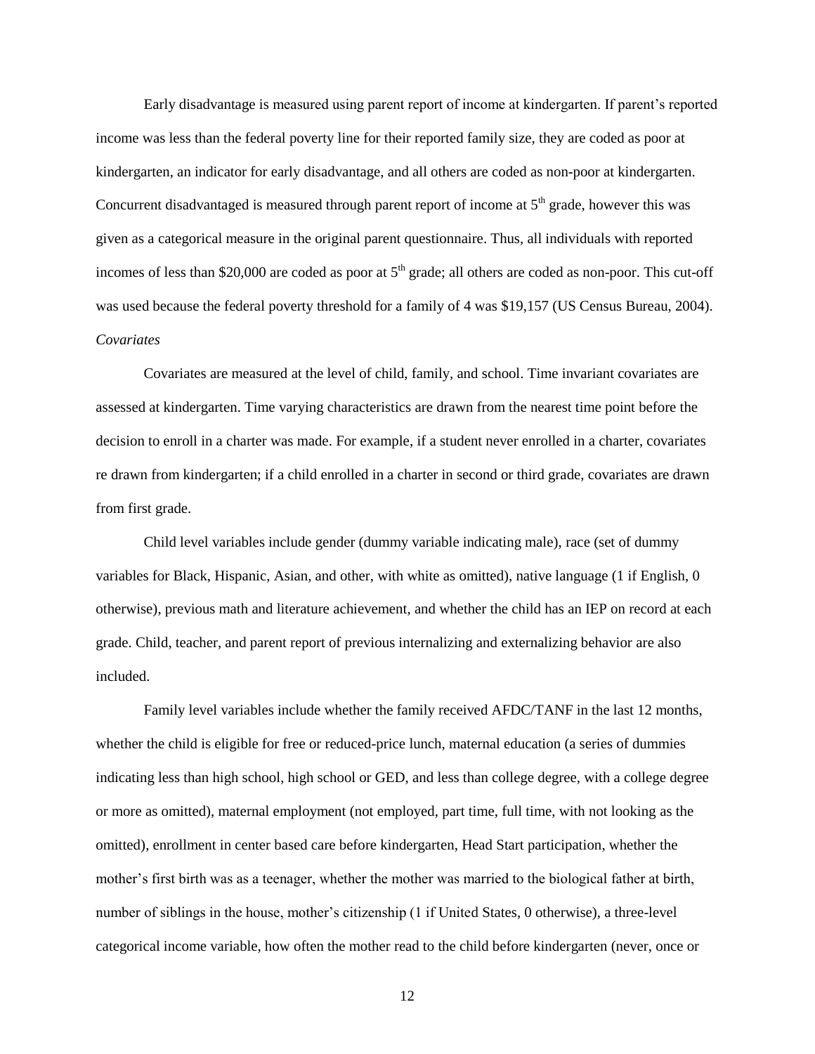Early disadvantage is measured using parent report of income at kindergarten. If parent's reported income was less than the federal poverty line for their reported family size, they are coded as poor at kindergarten, an indicator for early disadvantage, and all others are coded as non-poor at kindergarten. Concurrent disadvantaged is measured through parent report of income at 5th grade, however this was given as a categorical measure in the original parent questionnaire. Thus, all individuals with reported incomes of less than $20,000 are coded as poor at 5th grade; all others are coded as non-poor. This cut-off was used because the federal poverty threshold for a family of 4 was $19,157 (US Census Bureau, 2004).

*Covariates*

Covariates are measured at the level of child, family, and school. Time invariant covariates are assessed at kindergarten. Time varying characteristics are drawn from the nearest time point before the decision to enroll in a charter was made. For example, if a student never enrolled in a charter, covariates re drawn from kindergarten; if a child enrolled in a charter in second or third grade, covariates are drawn from first grade.

Child level variables include gender (dummy variable indicating male), race (set of dummy variables for Black, Hispanic, Asian, and other, with white as omitted), native language (1 if English, 0 otherwise), previous math and literature achievement, and whether the child has an IEP on record at each grade. Child, teacher, and parent report of previous internalizing and externalizing behavior are also included.

Family level variables include whether the family received AFDC/TANF in the last 12 months, whether the child is eligible for free or reduced-price lunch, maternal education (a series of dummies indicating less than high school, high school or GED, and less than college degree, with a college degree or more as omitted), maternal employment (not employed, part time, full time, with not looking as the omitted), enrollment in center based care before kindergarten, Head Start participation, whether the mother's first birth was as a teenager, whether the mother was married to the biological father at birth, number of siblings in the house, mother's citizenship (1 if United States, 0 otherwise), a three-level categorical income variable, how often the mother read to the child before kindergarten (never, once or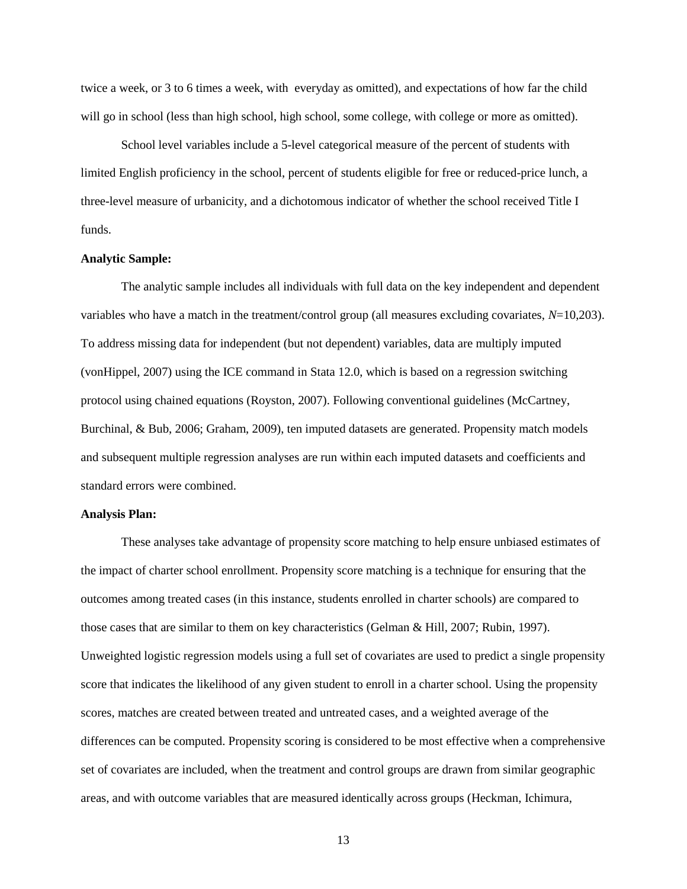twice a week, or 3 to 6 times a week, with everyday as omitted), and expectations of how far the child will go in school (less than high school, high school, some college, with college or more as omitted).

School level variables include a 5-level categorical measure of the percent of students with limited English proficiency in the school, percent of students eligible for free or reduced-price lunch, a three-level measure of urbanicity, and a dichotomous indicator of whether the school received Title I funds.

**Analytic Sample:**

The analytic sample includes all individuals with full data on the key independent and dependent variables who have a match in the treatment/control group (all measures excluding covariates, *N*=10,203). To address missing data for independent (but not dependent) variables, data are multiply imputed (vonHippel, 2007) using the ICE command in Stata 12.0, which is based on a regression switching protocol using chained equations (Royston, 2007). Following conventional guidelines (McCartney, Burchinal, & Bub, 2006; Graham, 2009), ten imputed datasets are generated. Propensity match models and subsequent multiple regression analyses are run within each imputed datasets and coefficients and standard errors were combined.

**Analysis Plan:**

These analyses take advantage of propensity score matching to help ensure unbiased estimates of the impact of charter school enrollment. Propensity score matching is a technique for ensuring that the outcomes among treated cases (in this instance, students enrolled in charter schools) are compared to those cases that are similar to them on key characteristics (Gelman & Hill, 2007; Rubin, 1997). Unweighted logistic regression models using a full set of covariates are used to predict a single propensity score that indicates the likelihood of any given student to enroll in a charter school. Using the propensity scores, matches are created between treated and untreated cases, and a weighted average of the differences can be computed. Propensity scoring is considered to be most effective when a comprehensive set of covariates are included, when the treatment and control groups are drawn from similar geographic areas, and with outcome variables that are measured identically across groups (Heckman, Ichimura,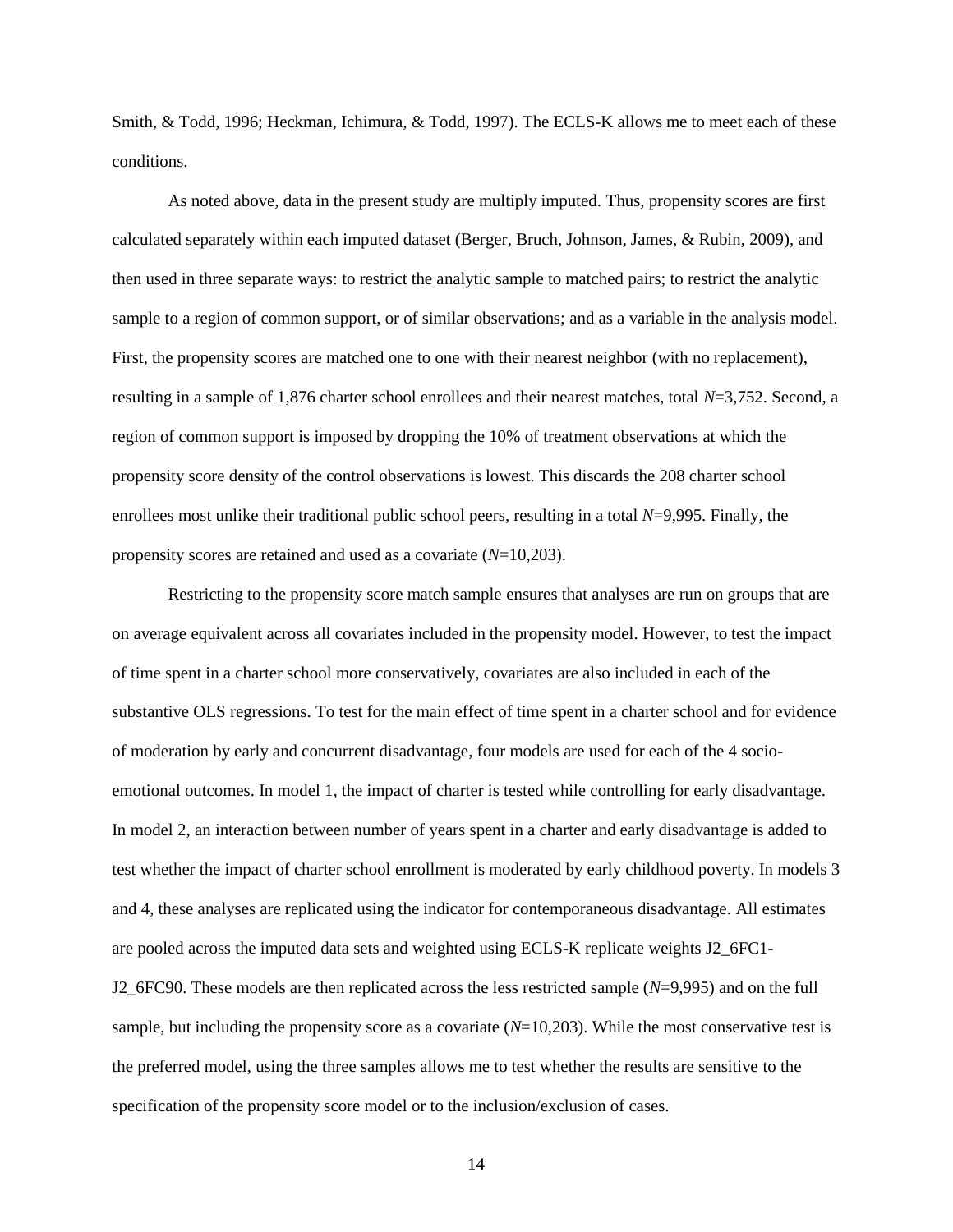Smith, & Todd, 1996; Heckman, Ichimura, & Todd, 1997). The ECLS-K allows me to meet each of these conditions.

As noted above, data in the present study are multiply imputed. Thus, propensity scores are first calculated separately within each imputed dataset (Berger, Bruch, Johnson, James, & Rubin, 2009), and then used in three separate ways: to restrict the analytic sample to matched pairs; to restrict the analytic sample to a region of common support, or of similar observations; and as a variable in the analysis model. First, the propensity scores are matched one to one with their nearest neighbor (with no replacement), resulting in a sample of 1,876 charter school enrollees and their nearest matches, total *N*=3,752. Second, a region of common support is imposed by dropping the 10% of treatment observations at which the propensity score density of the control observations is lowest. This discards the 208 charter school enrollees most unlike their traditional public school peers, resulting in a total *N*=9,995. Finally, the propensity scores are retained and used as a covariate (*N*=10,203).

Restricting to the propensity score match sample ensures that analyses are run on groups that are on average equivalent across all covariates included in the propensity model. However, to test the impact of time spent in a charter school more conservatively, covariates are also included in each of the substantive OLS regressions. To test for the main effect of time spent in a charter school and for evidence of moderation by early and concurrent disadvantage, four models are used for each of the 4 socio-emotional outcomes. In model 1, the impact of charter is tested while controlling for early disadvantage. In model 2, an interaction between number of years spent in a charter and early disadvantage is added to test whether the impact of charter school enrollment is moderated by early childhood poverty. In models 3 and 4, these analyses are replicated using the indicator for contemporaneous disadvantage. All estimates are pooled across the imputed data sets and weighted using ECLS-K replicate weights J2_6FC1-J2_6FC90. These models are then replicated across the less restricted sample (*N*=9,995) and on the full sample, but including the propensity score as a covariate (*N*=10,203). While the most conservative test is the preferred model, using the three samples allows me to test whether the results are sensitive to the specification of the propensity score model or to the inclusion/exclusion of cases.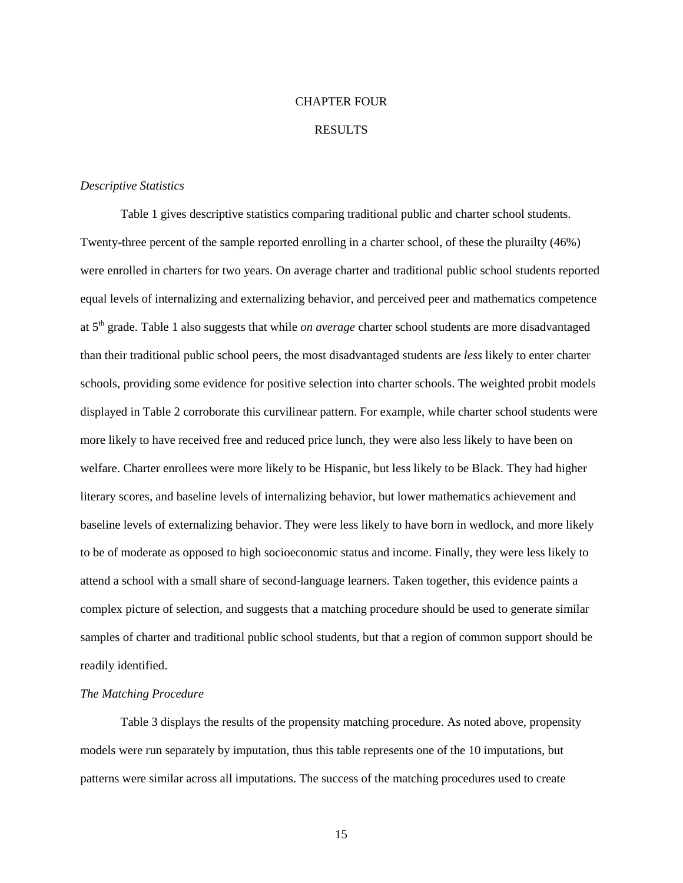# CHAPTER FOUR

# RESULTS

### *Descriptive Statistics*

Table 1 gives descriptive statistics comparing traditional public and charter school students. Twenty-three percent of the sample reported enrolling in a charter school, of these the plurailty (46%) were enrolled in charters for two years. On average charter and traditional public school students reported equal levels of internalizing and externalizing behavior, and perceived peer and mathematics competence at 5th grade. Table 1 also suggests that while *on average* charter school students are more disadvantaged than their traditional public school peers, the most disadvantaged students are *less* likely to enter charter schools, providing some evidence for positive selection into charter schools. The weighted probit models displayed in Table 2 corroborate this curvilinear pattern. For example, while charter school students were more likely to have received free and reduced price lunch, they were also less likely to have been on welfare. Charter enrollees were more likely to be Hispanic, but less likely to be Black. They had higher literary scores, and baseline levels of internalizing behavior, but lower mathematics achievement and baseline levels of externalizing behavior. They were less likely to have born in wedlock, and more likely to be of moderate as opposed to high socioeconomic status and income. Finally, they were less likely to attend a school with a small share of second-language learners. Taken together, this evidence paints a complex picture of selection, and suggests that a matching procedure should be used to generate similar samples of charter and traditional public school students, but that a region of common support should be readily identified.

### *The Matching Procedure*

Table 3 displays the results of the propensity matching procedure. As noted above, propensity models were run separately by imputation, thus this table represents one of the 10 imputations, but patterns were similar across all imputations. The success of the matching procedures used to create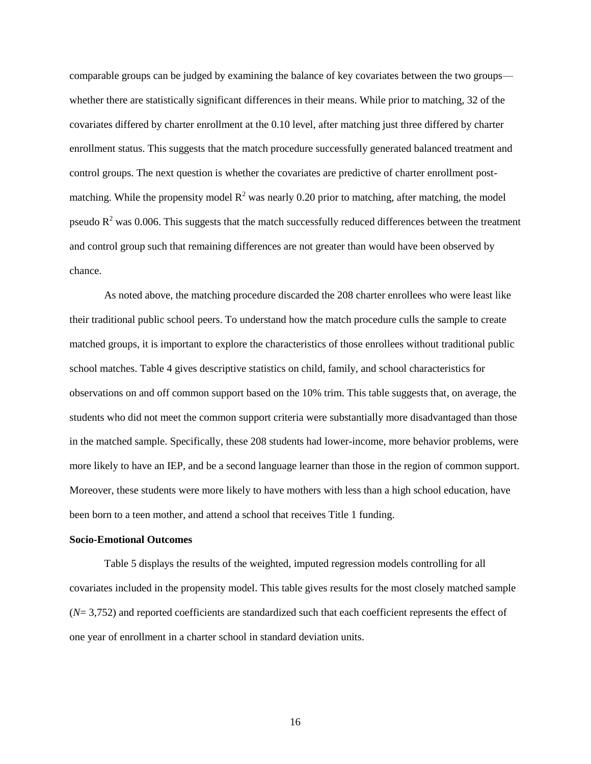comparable groups can be judged by examining the balance of key covariates between the two groups—whether there are statistically significant differences in their means. While prior to matching, 32 of the covariates differed by charter enrollment at the 0.10 level, after matching just three differed by charter enrollment status. This suggests that the match procedure successfully generated balanced treatment and control groups. The next question is whether the covariates are predictive of charter enrollment post-matching. While the propensity model $R^2$ was nearly 0.20 prior to matching, after matching, the model pseudo $R^2$ was 0.006. This suggests that the match successfully reduced differences between the treatment and control group such that remaining differences are not greater than would have been observed by chance.

As noted above, the matching procedure discarded the 208 charter enrollees who were least like their traditional public school peers. To understand how the match procedure culls the sample to create matched groups, it is important to explore the characteristics of those enrollees without traditional public school matches. Table 4 gives descriptive statistics on child, family, and school characteristics for observations on and off common support based on the 10% trim. This table suggests that, on average, the students who did not meet the common support criteria were substantially more disadvantaged than those in the matched sample. Specifically, these 208 students had lower-income, more behavior problems, were more likely to have an IEP, and be a second language learner than those in the region of common support. Moreover, these students were more likely to have mothers with less than a high school education, have been born to a teen mother, and attend a school that receives Title 1 funding.

**Socio-Emotional Outcomes**

Table 5 displays the results of the weighted, imputed regression models controlling for all covariates included in the propensity model. This table gives results for the most closely matched sample (*N*= 3,752) and reported coefficients are standardized such that each coefficient represents the effect of one year of enrollment in a charter school in standard deviation units.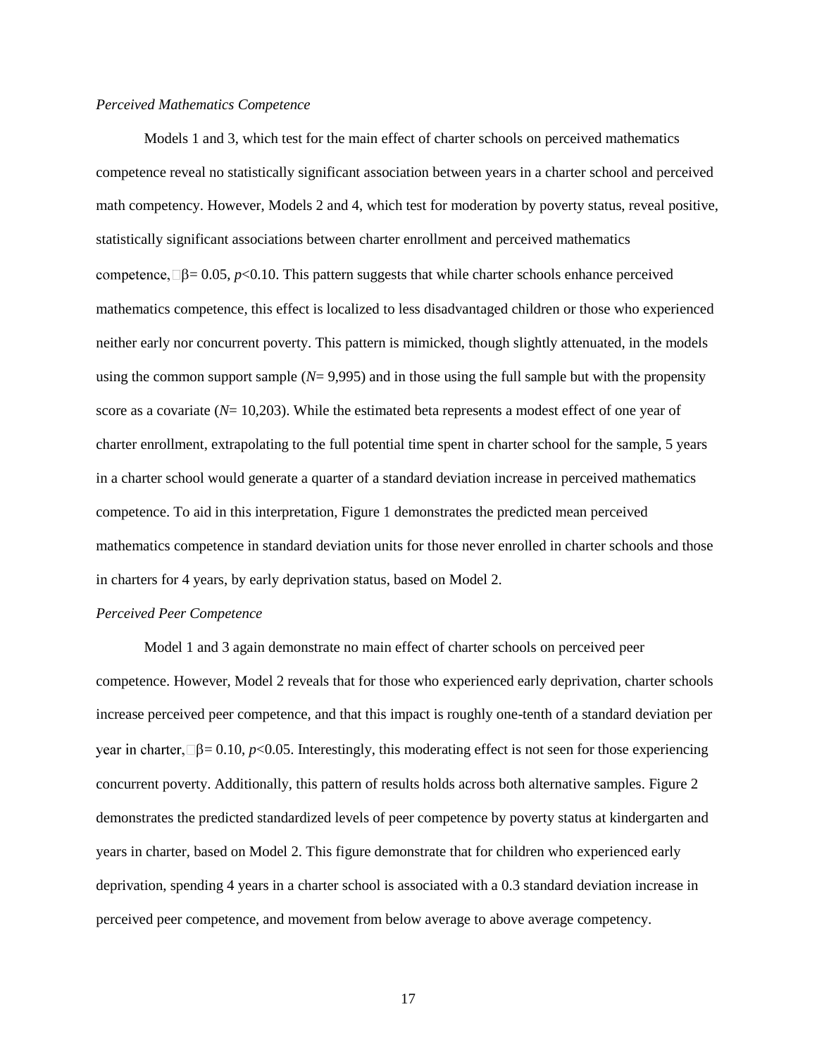*Perceived Mathematics Competence*

Models 1 and 3, which test for the main effect of charter schools on perceived mathematics competence reveal no statistically significant association between years in a charter school and perceived math competency. However, Models 2 and 4, which test for moderation by poverty status, reveal positive, statistically significant associations between charter enrollment and perceived mathematics competence, $\beta = 0.05$, $p<0.10$. This pattern suggests that while charter schools enhance perceived mathematics competence, this effect is localized to less disadvantaged children or those who experienced neither early nor concurrent poverty. This pattern is mimicked, though slightly attenuated, in the models using the common support sample ($N = 9{,}995$) and in those using the full sample but with the propensity score as a covariate ($N = 10{,}203$). While the estimated beta represents a modest effect of one year of charter enrollment, extrapolating to the full potential time spent in charter school for the sample, 5 years in a charter school would generate a quarter of a standard deviation increase in perceived mathematics competence. To aid in this interpretation, Figure 1 demonstrates the predicted mean perceived mathematics competence in standard deviation units for those never enrolled in charter schools and those in charters for 4 years, by early deprivation status, based on Model 2.

*Perceived Peer Competence*

Model 1 and 3 again demonstrate no main effect of charter schools on perceived peer competence. However, Model 2 reveals that for those who experienced early deprivation, charter schools increase perceived peer competence, and that this impact is roughly one-tenth of a standard deviation per year in charter, $\beta = 0.10$, $p<0.05$. Interestingly, this moderating effect is not seen for those experiencing concurrent poverty. Additionally, this pattern of results holds across both alternative samples. Figure 2 demonstrates the predicted standardized levels of peer competence by poverty status at kindergarten and years in charter, based on Model 2. This figure demonstrate that for children who experienced early deprivation, spending 4 years in a charter school is associated with a 0.3 standard deviation increase in perceived peer competence, and movement from below average to above average competency.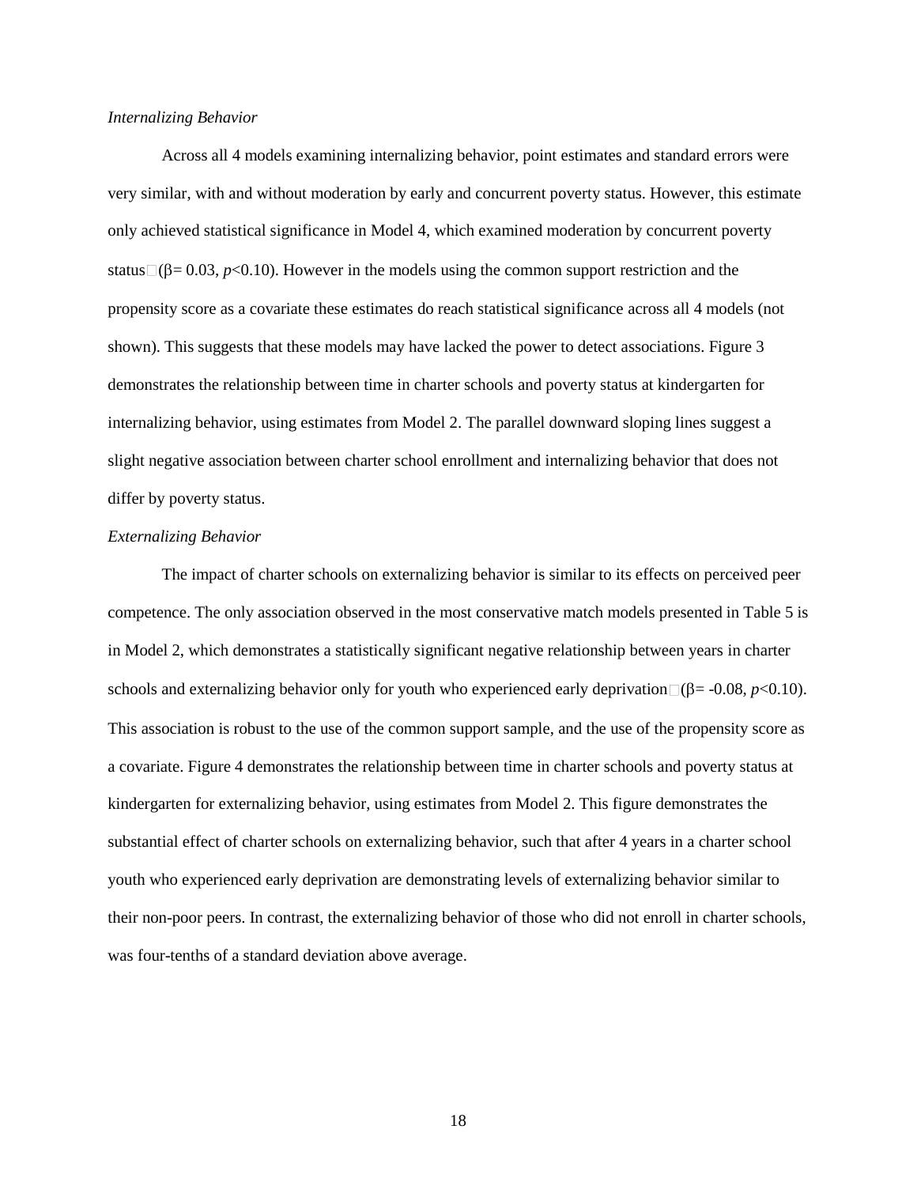*Internalizing Behavior*

Across all 4 models examining internalizing behavior, point estimates and standard errors were very similar, with and without moderation by early and concurrent poverty status. However, this estimate only achieved statistical significance in Model 4, which examined moderation by concurrent poverty status ($\beta = 0.03$, $p<0.10$). However in the models using the common support restriction and the propensity score as a covariate these estimates do reach statistical significance across all 4 models (not shown). This suggests that these models may have lacked the power to detect associations. Figure 3 demonstrates the relationship between time in charter schools and poverty status at kindergarten for internalizing behavior, using estimates from Model 2. The parallel downward sloping lines suggest a slight negative association between charter school enrollment and internalizing behavior that does not differ by poverty status.

*Externalizing Behavior*

The impact of charter schools on externalizing behavior is similar to its effects on perceived peer competence. The only association observed in the most conservative match models presented in Table 5 is in Model 2, which demonstrates a statistically significant negative relationship between years in charter schools and externalizing behavior only for youth who experienced early deprivation ($\beta = -0.08$, $p<0.10$). This association is robust to the use of the common support sample, and the use of the propensity score as a covariate. Figure 4 demonstrates the relationship between time in charter schools and poverty status at kindergarten for externalizing behavior, using estimates from Model 2. This figure demonstrates the substantial effect of charter schools on externalizing behavior, such that after 4 years in a charter school youth who experienced early deprivation are demonstrating levels of externalizing behavior similar to their non-poor peers. In contrast, the externalizing behavior of those who did not enroll in charter schools, was four-tenths of a standard deviation above average.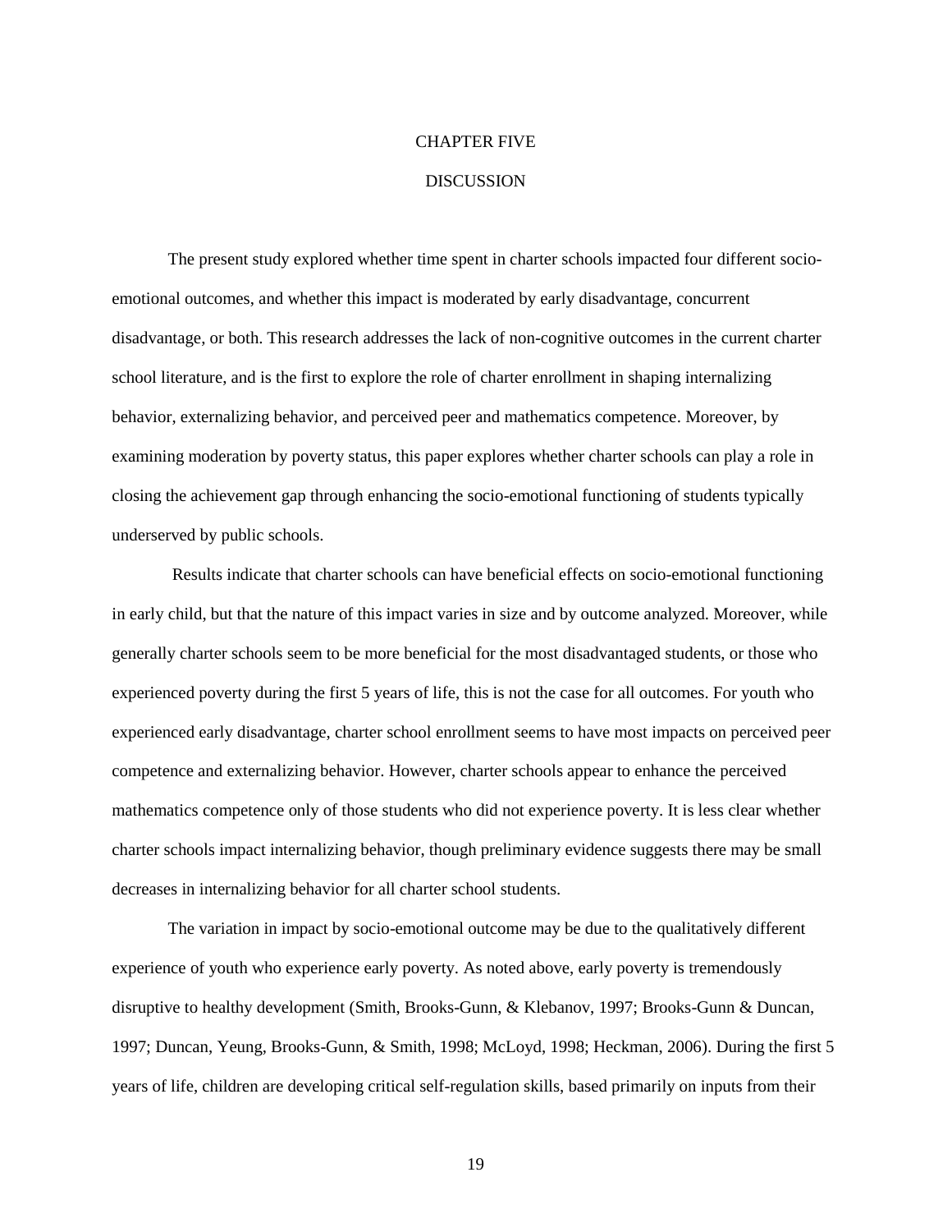# CHAPTER FIVE

# DISCUSSION

The present study explored whether time spent in charter schools impacted four different socio-emotional outcomes, and whether this impact is moderated by early disadvantage, concurrent disadvantage, or both. This research addresses the lack of non-cognitive outcomes in the current charter school literature, and is the first to explore the role of charter enrollment in shaping internalizing behavior, externalizing behavior, and perceived peer and mathematics competence. Moreover, by examining moderation by poverty status, this paper explores whether charter schools can play a role in closing the achievement gap through enhancing the socio-emotional functioning of students typically underserved by public schools.

Results indicate that charter schools can have beneficial effects on socio-emotional functioning in early child, but that the nature of this impact varies in size and by outcome analyzed. Moreover, while generally charter schools seem to be more beneficial for the most disadvantaged students, or those who experienced poverty during the first 5 years of life, this is not the case for all outcomes. For youth who experienced early disadvantage, charter school enrollment seems to have most impacts on perceived peer competence and externalizing behavior. However, charter schools appear to enhance the perceived mathematics competence only of those students who did not experience poverty. It is less clear whether charter schools impact internalizing behavior, though preliminary evidence suggests there may be small decreases in internalizing behavior for all charter school students.

The variation in impact by socio-emotional outcome may be due to the qualitatively different experience of youth who experience early poverty. As noted above, early poverty is tremendously disruptive to healthy development (Smith, Brooks-Gunn, & Klebanov, 1997; Brooks-Gunn & Duncan, 1997; Duncan, Yeung, Brooks-Gunn, & Smith, 1998; McLoyd, 1998; Heckman, 2006). During the first 5 years of life, children are developing critical self-regulation skills, based primarily on inputs from their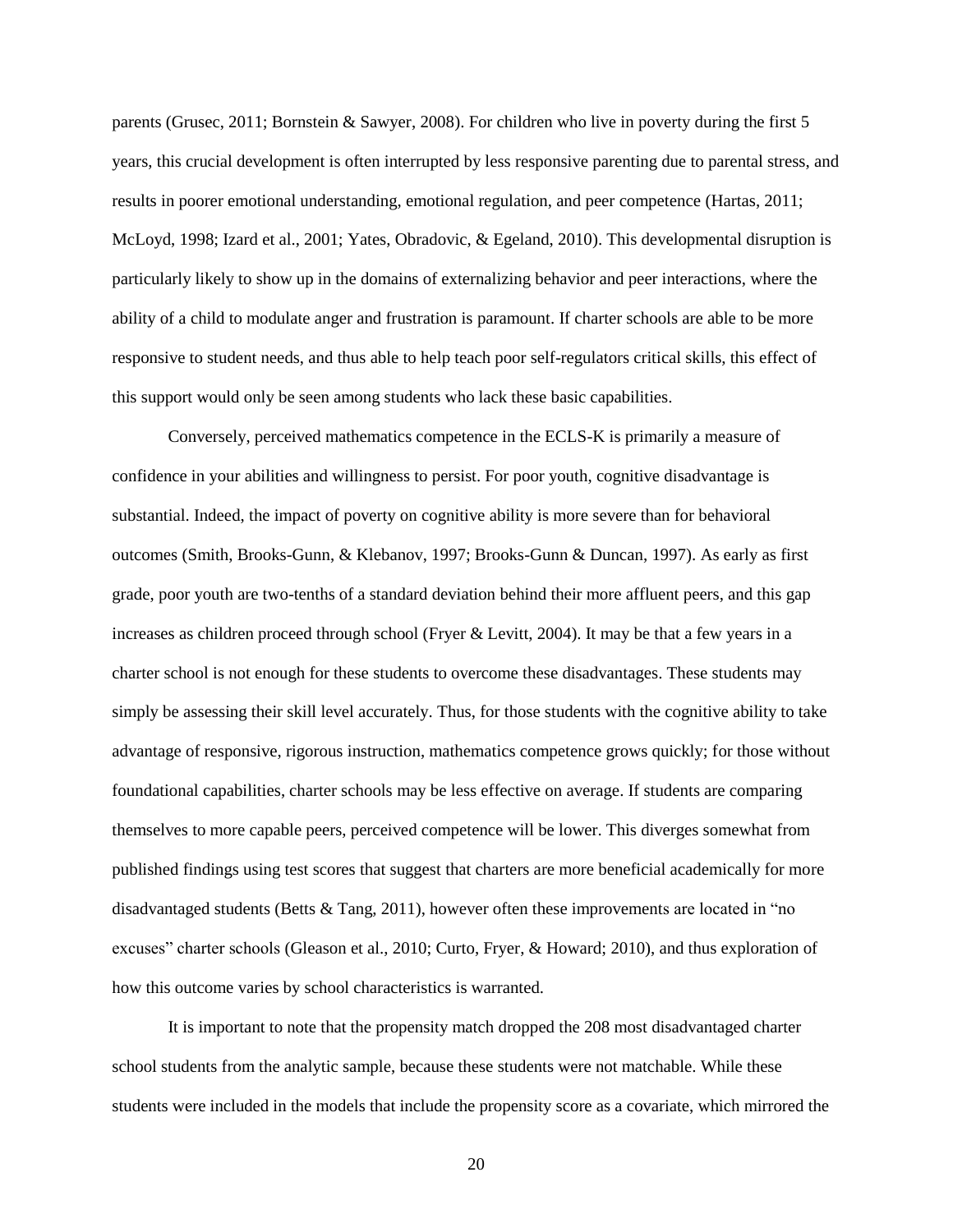parents (Grusec, 2011; Bornstein & Sawyer, 2008). For children who live in poverty during the first 5 years, this crucial development is often interrupted by less responsive parenting due to parental stress, and results in poorer emotional understanding, emotional regulation, and peer competence (Hartas, 2011; McLoyd, 1998; Izard et al., 2001; Yates, Obradovic, & Egeland, 2010). This developmental disruption is particularly likely to show up in the domains of externalizing behavior and peer interactions, where the ability of a child to modulate anger and frustration is paramount. If charter schools are able to be more responsive to student needs, and thus able to help teach poor self-regulators critical skills, this effect of this support would only be seen among students who lack these basic capabilities.

Conversely, perceived mathematics competence in the ECLS-K is primarily a measure of confidence in your abilities and willingness to persist. For poor youth, cognitive disadvantage is substantial. Indeed, the impact of poverty on cognitive ability is more severe than for behavioral outcomes (Smith, Brooks-Gunn, & Klebanov, 1997; Brooks-Gunn & Duncan, 1997). As early as first grade, poor youth are two-tenths of a standard deviation behind their more affluent peers, and this gap increases as children proceed through school (Fryer & Levitt, 2004). It may be that a few years in a charter school is not enough for these students to overcome these disadvantages. These students may simply be assessing their skill level accurately. Thus, for those students with the cognitive ability to take advantage of responsive, rigorous instruction, mathematics competence grows quickly; for those without foundational capabilities, charter schools may be less effective on average. If students are comparing themselves to more capable peers, perceived competence will be lower. This diverges somewhat from published findings using test scores that suggest that charters are more beneficial academically for more disadvantaged students (Betts & Tang, 2011), however often these improvements are located in "no excuses" charter schools (Gleason et al., 2010; Curto, Fryer, & Howard; 2010), and thus exploration of how this outcome varies by school characteristics is warranted.

It is important to note that the propensity match dropped the 208 most disadvantaged charter school students from the analytic sample, because these students were not matchable. While these students were included in the models that include the propensity score as a covariate, which mirrored the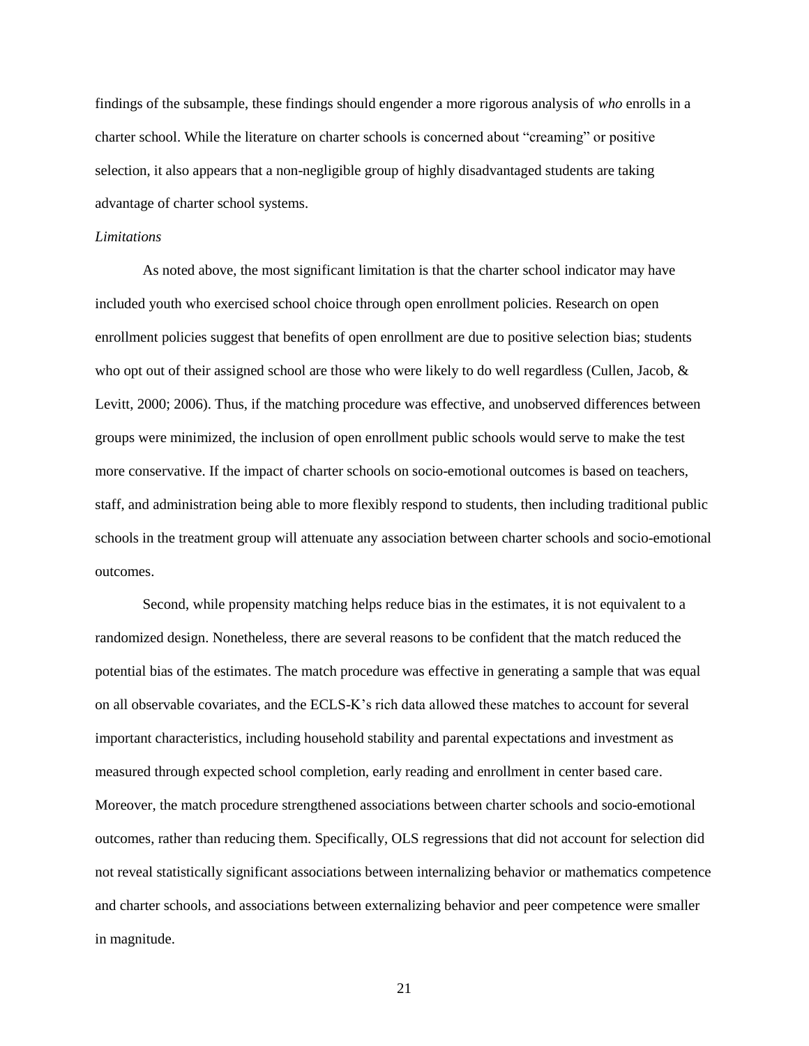findings of the subsample, these findings should engender a more rigorous analysis of *who* enrolls in a charter school. While the literature on charter schools is concerned about "creaming" or positive selection, it also appears that a non-negligible group of highly disadvantaged students are taking advantage of charter school systems.

*Limitations*

As noted above, the most significant limitation is that the charter school indicator may have included youth who exercised school choice through open enrollment policies. Research on open enrollment policies suggest that benefits of open enrollment are due to positive selection bias; students who opt out of their assigned school are those who were likely to do well regardless (Cullen, Jacob, & Levitt, 2000; 2006). Thus, if the matching procedure was effective, and unobserved differences between groups were minimized, the inclusion of open enrollment public schools would serve to make the test more conservative. If the impact of charter schools on socio-emotional outcomes is based on teachers, staff, and administration being able to more flexibly respond to students, then including traditional public schools in the treatment group will attenuate any association between charter schools and socio-emotional outcomes.

Second, while propensity matching helps reduce bias in the estimates, it is not equivalent to a randomized design. Nonetheless, there are several reasons to be confident that the match reduced the potential bias of the estimates. The match procedure was effective in generating a sample that was equal on all observable covariates, and the ECLS-K's rich data allowed these matches to account for several important characteristics, including household stability and parental expectations and investment as measured through expected school completion, early reading and enrollment in center based care. Moreover, the match procedure strengthened associations between charter schools and socio-emotional outcomes, rather than reducing them. Specifically, OLS regressions that did not account for selection did not reveal statistically significant associations between internalizing behavior or mathematics competence and charter schools, and associations between externalizing behavior and peer competence were smaller in magnitude.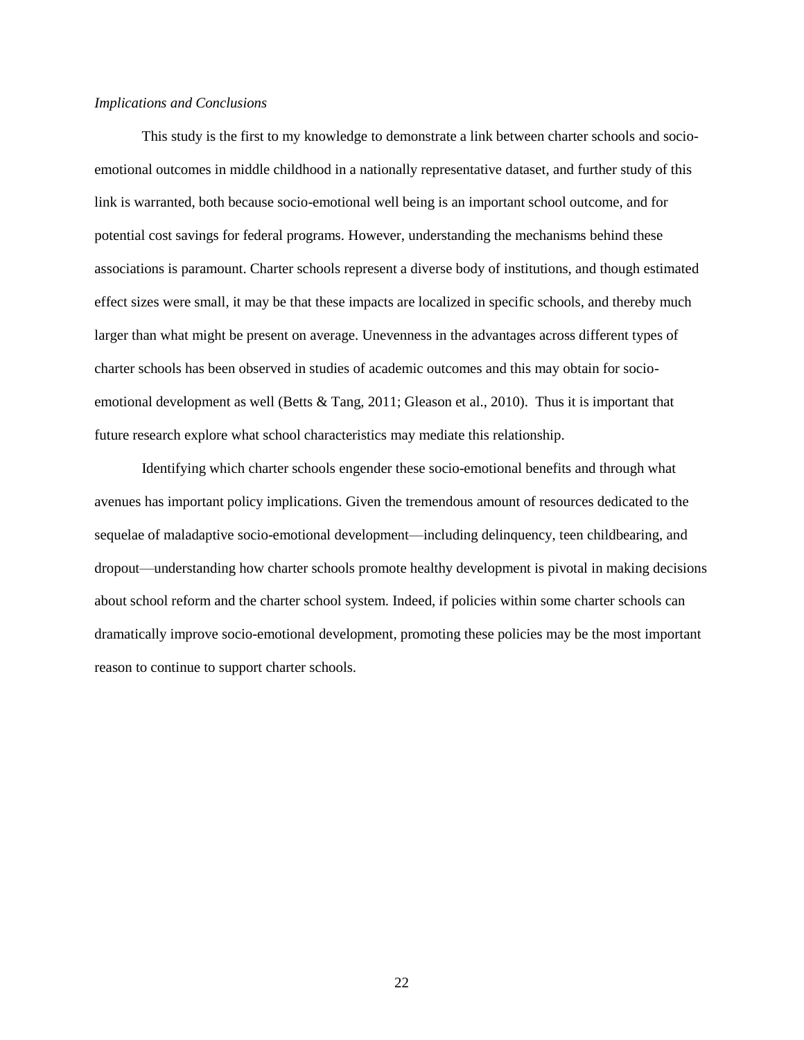*Implications and Conclusions*

This study is the first to my knowledge to demonstrate a link between charter schools and socio-emotional outcomes in middle childhood in a nationally representative dataset, and further study of this link is warranted, both because socio-emotional well being is an important school outcome, and for potential cost savings for federal programs. However, understanding the mechanisms behind these associations is paramount. Charter schools represent a diverse body of institutions, and though estimated effect sizes were small, it may be that these impacts are localized in specific schools, and thereby much larger than what might be present on average. Unevenness in the advantages across different types of charter schools has been observed in studies of academic outcomes and this may obtain for socio-emotional development as well (Betts & Tang, 2011; Gleason et al., 2010). Thus it is important that future research explore what school characteristics may mediate this relationship.

Identifying which charter schools engender these socio-emotional benefits and through what avenues has important policy implications. Given the tremendous amount of resources dedicated to the sequelae of maladaptive socio-emotional development—including delinquency, teen childbearing, and dropout—understanding how charter schools promote healthy development is pivotal in making decisions about school reform and the charter school system. Indeed, if policies within some charter schools can dramatically improve socio-emotional development, promoting these policies may be the most important reason to continue to support charter schools.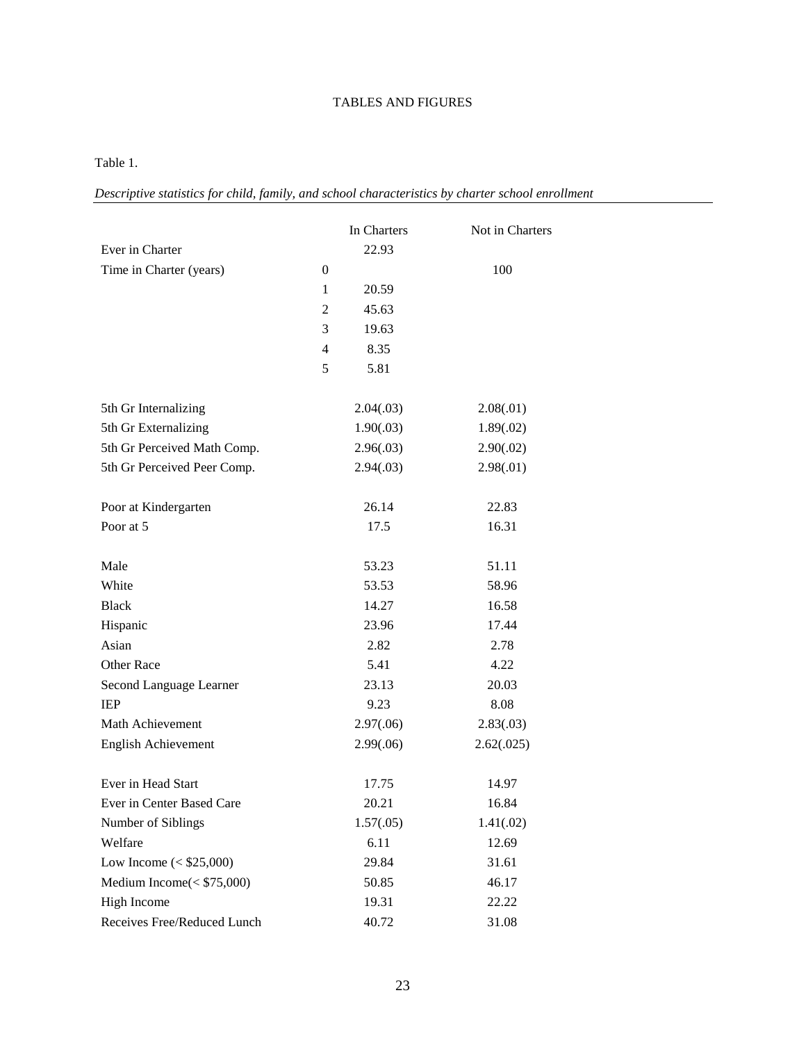TABLES AND FIGURES

Table 1.

*Descriptive statistics for child, family, and school characteristics by charter school enrollment*

| | | In Charters | Not in Charters |
|---|---|---|---|
| Ever in Charter | | 22.93 | |
| Time in Charter (years) | 0 | | 100 |
| | 1 | 20.59 | |
| | 2 | 45.63 | |
| | 3 | 19.63 | |
| | 4 | 8.35 | |
| | 5 | 5.81 | |
| 5th Gr Internalizing | | 2.04(.03) | 2.08(.01) |
| 5th Gr Externalizing | | 1.90(.03) | 1.89(.02) |
| 5th Gr Perceived Math Comp. | | 2.96(.03) | 2.90(.02) |
| 5th Gr Perceived Peer Comp. | | 2.94(.03) | 2.98(.01) |
| Poor at Kindergarten | | 26.14 | 22.83 |
| Poor at 5 | | 17.5 | 16.31 |
| Male | | 53.23 | 51.11 |
| White | | 53.53 | 58.96 |
| Black | | 14.27 | 16.58 |
| Hispanic | | 23.96 | 17.44 |
| Asian | | 2.82 | 2.78 |
| Other Race | | 5.41 | 4.22 |
| Second Language Learner | | 23.13 | 20.03 |
| IEP | | 9.23 | 8.08 |
| Math Achievement | | 2.97(.06) | 2.83(.03) |
| English Achievement | | 2.99(.06) | 2.62(.025) |
| Ever in Head Start | | 17.75 | 14.97 |
| Ever in Center Based Care | | 20.21 | 16.84 |
| Number of Siblings | | 1.57(.05) | 1.41(.02) |
| Welfare | | 6.11 | 12.69 |
| Low Income (< $25,000) | | 29.84 | 31.61 |
| Medium Income(< $75,000) | | 50.85 | 46.17 |
| High Income | | 19.31 | 22.22 |
| Receives Free/Reduced Lunch | | 40.72 | 31.08 |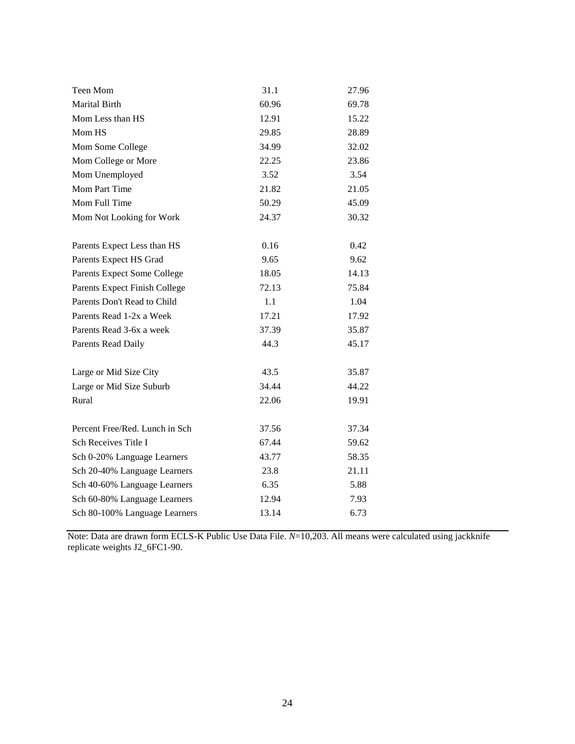| | | |
|---|---|---|
| Teen Mom | 31.1 | 27.96 |
| Marital Birth | 60.96 | 69.78 |
| Mom Less than HS | 12.91 | 15.22 |
| Mom HS | 29.85 | 28.89 |
| Mom Some College | 34.99 | 32.02 |
| Mom College or More | 22.25 | 23.86 |
| Mom Unemployed | 3.52 | 3.54 |
| Mom Part Time | 21.82 | 21.05 |
| Mom Full Time | 50.29 | 45.09 |
| Mom Not Looking for Work | 24.37 | 30.32 |
| | | |
| Parents Expect Less than HS | 0.16 | 0.42 |
| Parents Expect HS Grad | 9.65 | 9.62 |
| Parents Expect Some College | 18.05 | 14.13 |
| Parents Expect Finish College | 72.13 | 75.84 |
| Parents Don't Read to Child | 1.1 | 1.04 |
| Parents Read 1-2x a Week | 17.21 | 17.92 |
| Parents Read 3-6x a week | 37.39 | 35.87 |
| Parents Read Daily | 44.3 | 45.17 |
| | | |
| Large or Mid Size City | 43.5 | 35.87 |
| Large or Mid Size Suburb | 34.44 | 44.22 |
| Rural | 22.06 | 19.91 |
| | | |
| Percent Free/Red. Lunch in Sch | 37.56 | 37.34 |
| Sch Receives Title I | 67.44 | 59.62 |
| Sch 0-20% Language Learners | 43.77 | 58.35 |
| Sch 20-40% Language Learners | 23.8 | 21.11 |
| Sch 40-60% Language Learners | 6.35 | 5.88 |
| Sch 60-80% Language Learners | 12.94 | 7.93 |
| Sch 80-100% Language Learners | 13.14 | 6.73 |

Note: Data are drawn form ECLS-K Public Use Data File. *N*=10,203. All means were calculated using jackknife replicate weights J2_6FC1-90.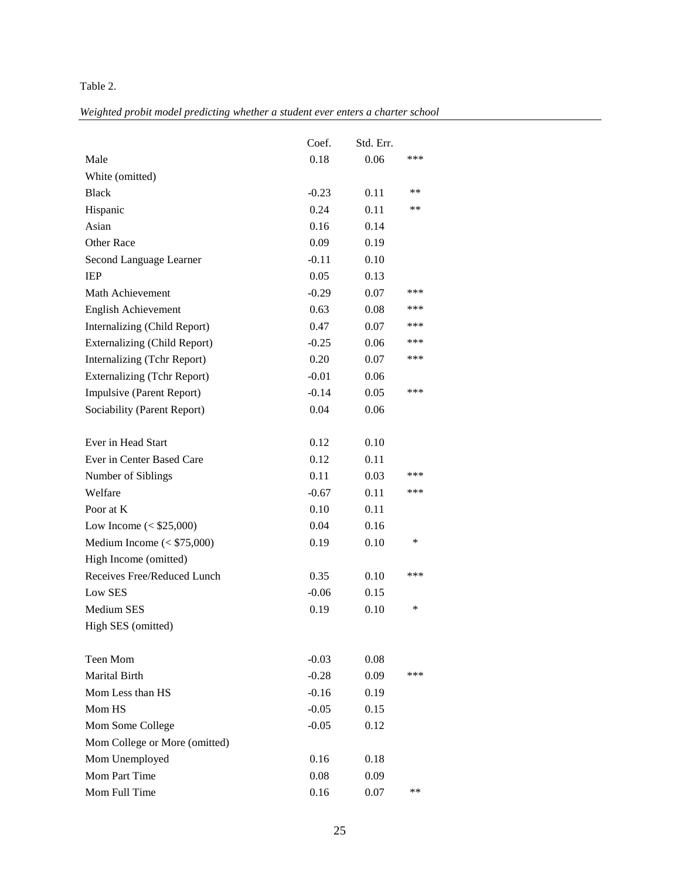Table 2.

*Weighted probit model predicting whether a student ever enters a charter school*

| | Coef. | Std. Err. | |
|---|---|---|---|
| Male | 0.18 | 0.06 | *** |
| White (omitted) | | | |
| Black | -0.23 | 0.11 | ** |
| Hispanic | 0.24 | 0.11 | ** |
| Asian | 0.16 | 0.14 | |
| Other Race | 0.09 | 0.19 | |
| Second Language Learner | -0.11 | 0.10 | |
| IEP | 0.05 | 0.13 | |
| Math Achievement | -0.29 | 0.07 | *** |
| English Achievement | 0.63 | 0.08 | *** |
| Internalizing (Child Report) | 0.47 | 0.07 | *** |
| Externalizing (Child Report) | -0.25 | 0.06 | *** |
| Internalizing (Tchr Report) | 0.20 | 0.07 | *** |
| Externalizing (Tchr Report) | -0.01 | 0.06 | |
| Impulsive (Parent Report) | -0.14 | 0.05 | *** |
| Sociability (Parent Report) | 0.04 | 0.06 | |
| | | | |
| Ever in Head Start | 0.12 | 0.10 | |
| Ever in Center Based Care | 0.12 | 0.11 | |
| Number of Siblings | 0.11 | 0.03 | *** |
| Welfare | -0.67 | 0.11 | *** |
| Poor at K | 0.10 | 0.11 | |
| Low Income (< $25,000) | 0.04 | 0.16 | |
| Medium Income (< $75,000) | 0.19 | 0.10 | * |
| High Income (omitted) | | | |
| Receives Free/Reduced Lunch | 0.35 | 0.10 | *** |
| Low SES | -0.06 | 0.15 | |
| Medium SES | 0.19 | 0.10 | * |
| High SES (omitted) | | | |
| | | | |
| Teen Mom | -0.03 | 0.08 | |
| Marital Birth | -0.28 | 0.09 | *** |
| Mom Less than HS | -0.16 | 0.19 | |
| Mom HS | -0.05 | 0.15 | |
| Mom Some College | -0.05 | 0.12 | |
| Mom College or More (omitted) | | | |
| Mom Unemployed | 0.16 | 0.18 | |
| Mom Part Time | 0.08 | 0.09 | |
| Mom Full Time | 0.16 | 0.07 | ** |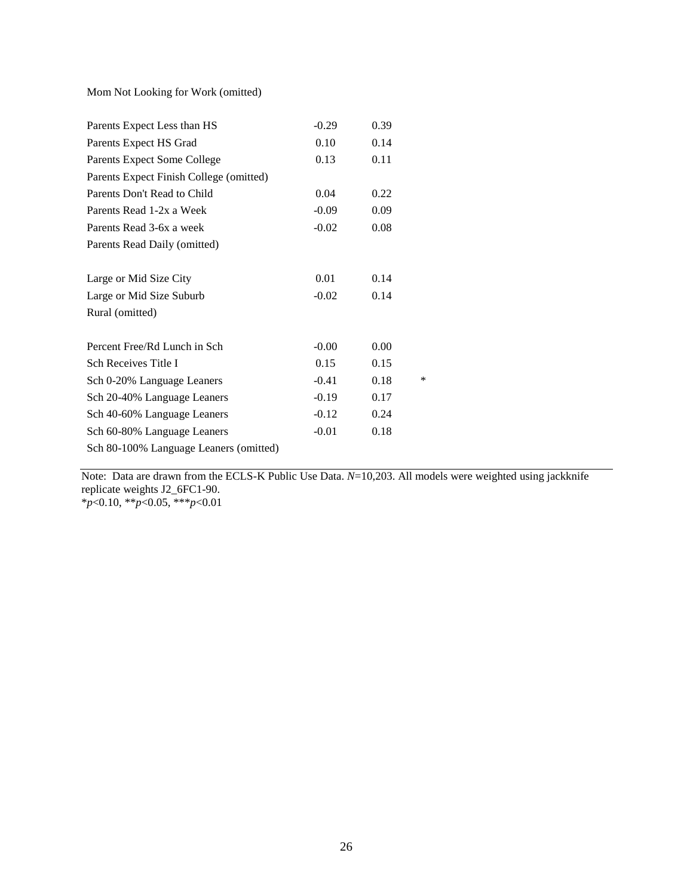| | | | |
|---|---|---|---|
| Mom Not Looking for Work (omitted) | | | |
| | | | |
| Parents Expect Less than HS | -0.29 | 0.39 | |
| Parents Expect HS Grad | 0.10 | 0.14 | |
| Parents Expect Some College | 0.13 | 0.11 | |
| Parents Expect Finish College (omitted) | | | |
| Parents Don't Read to Child | 0.04 | 0.22 | |
| Parents Read 1-2x a Week | -0.09 | 0.09 | |
| Parents Read 3-6x a week | -0.02 | 0.08 | |
| Parents Read Daily (omitted) | | | |
| | | | |
| Large or Mid Size City | 0.01 | 0.14 | |
| Large or Mid Size Suburb | -0.02 | 0.14 | |
| Rural (omitted) | | | |
| | | | |
| Percent Free/Rd Lunch in Sch | -0.00 | 0.00 | |
| Sch Receives Title I | 0.15 | 0.15 | |
| Sch 0-20% Language Leaners | -0.41 | 0.18 | * |
| Sch 20-40% Language Leaners | -0.19 | 0.17 | |
| Sch 40-60% Language Leaners | -0.12 | 0.24 | |
| Sch 60-80% Language Leaners | -0.01 | 0.18 | |
| Sch 80-100% Language Leaners (omitted) | | | |

Note: Data are drawn from the ECLS-K Public Use Data. *N*=10,203. All models were weighted using jackknife replicate weights J2_6FC1-90.
*$p<0.10$, **$p<0.05$, ***$p<0.01$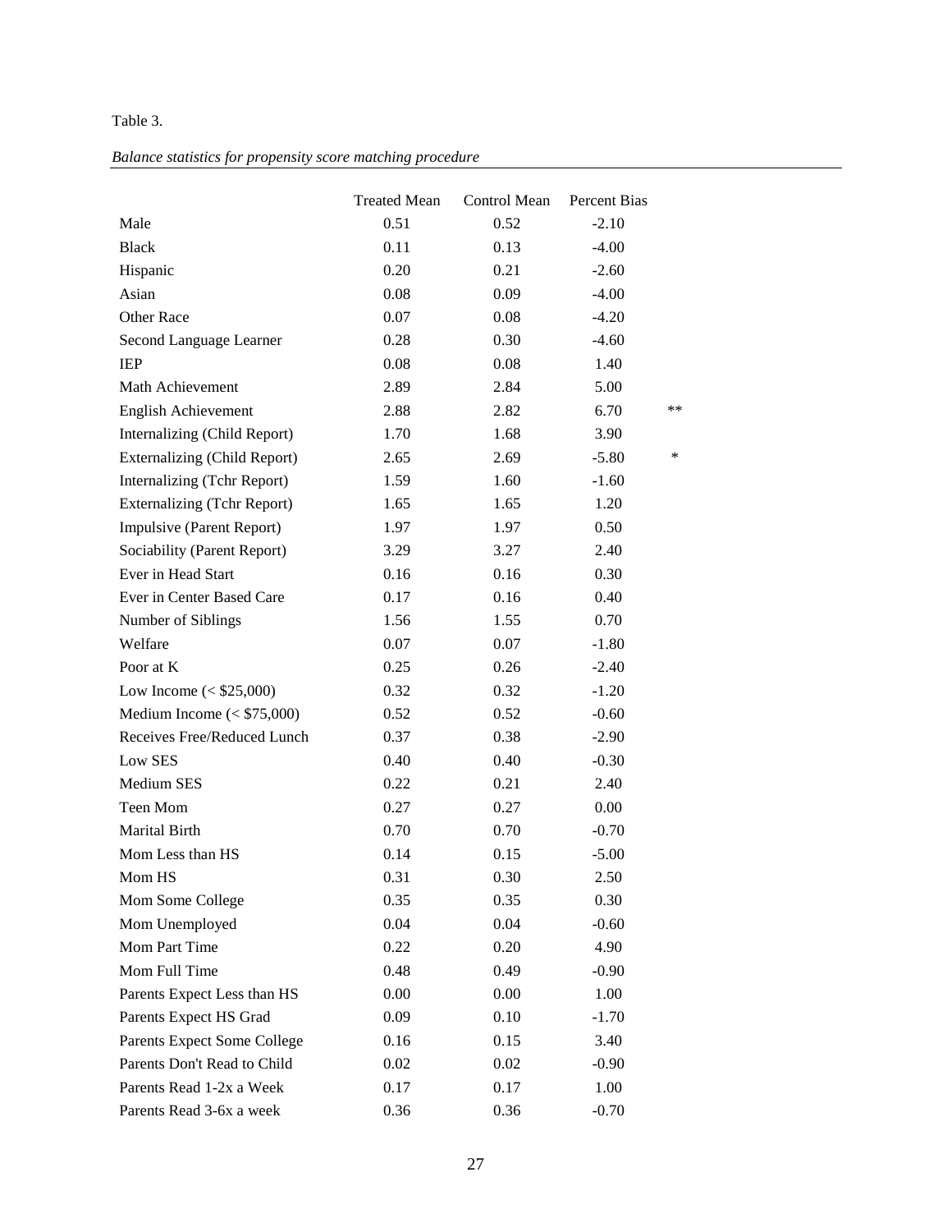Table 3.

*Balance statistics for propensity score matching procedure*

| | Treated Mean | Control Mean | Percent Bias | |
|---|---|---|---|---|
| Male | 0.51 | 0.52 | -2.10 | |
| Black | 0.11 | 0.13 | -4.00 | |
| Hispanic | 0.20 | 0.21 | -2.60 | |
| Asian | 0.08 | 0.09 | -4.00 | |
| Other Race | 0.07 | 0.08 | -4.20 | |
| Second Language Learner | 0.28 | 0.30 | -4.60 | |
| IEP | 0.08 | 0.08 | 1.40 | |
| Math Achievement | 2.89 | 2.84 | 5.00 | |
| English Achievement | 2.88 | 2.82 | 6.70 | ** |
| Internalizing (Child Report) | 1.70 | 1.68 | 3.90 | |
| Externalizing (Child Report) | 2.65 | 2.69 | -5.80 | * |
| Internalizing (Tchr Report) | 1.59 | 1.60 | -1.60 | |
| Externalizing (Tchr Report) | 1.65 | 1.65 | 1.20 | |
| Impulsive (Parent Report) | 1.97 | 1.97 | 0.50 | |
| Sociability (Parent Report) | 3.29 | 3.27 | 2.40 | |
| Ever in Head Start | 0.16 | 0.16 | 0.30 | |
| Ever in Center Based Care | 0.17 | 0.16 | 0.40 | |
| Number of Siblings | 1.56 | 1.55 | 0.70 | |
| Welfare | 0.07 | 0.07 | -1.80 | |
| Poor at K | 0.25 | 0.26 | -2.40 | |
| Low Income (< $25,000) | 0.32 | 0.32 | -1.20 | |
| Medium Income (< $75,000) | 0.52 | 0.52 | -0.60 | |
| Receives Free/Reduced Lunch | 0.37 | 0.38 | -2.90 | |
| Low SES | 0.40 | 0.40 | -0.30 | |
| Medium SES | 0.22 | 0.21 | 2.40 | |
| Teen Mom | 0.27 | 0.27 | 0.00 | |
| Marital Birth | 0.70 | 0.70 | -0.70 | |
| Mom Less than HS | 0.14 | 0.15 | -5.00 | |
| Mom HS | 0.31 | 0.30 | 2.50 | |
| Mom Some College | 0.35 | 0.35 | 0.30 | |
| Mom Unemployed | 0.04 | 0.04 | -0.60 | |
| Mom Part Time | 0.22 | 0.20 | 4.90 | |
| Mom Full Time | 0.48 | 0.49 | -0.90 | |
| Parents Expect Less than HS | 0.00 | 0.00 | 1.00 | |
| Parents Expect HS Grad | 0.09 | 0.10 | -1.70 | |
| Parents Expect Some College | 0.16 | 0.15 | 3.40 | |
| Parents Don't Read to Child | 0.02 | 0.02 | -0.90 | |
| Parents Read 1-2x a Week | 0.17 | 0.17 | 1.00 | |
| Parents Read 3-6x a week | 0.36 | 0.36 | -0.70 | |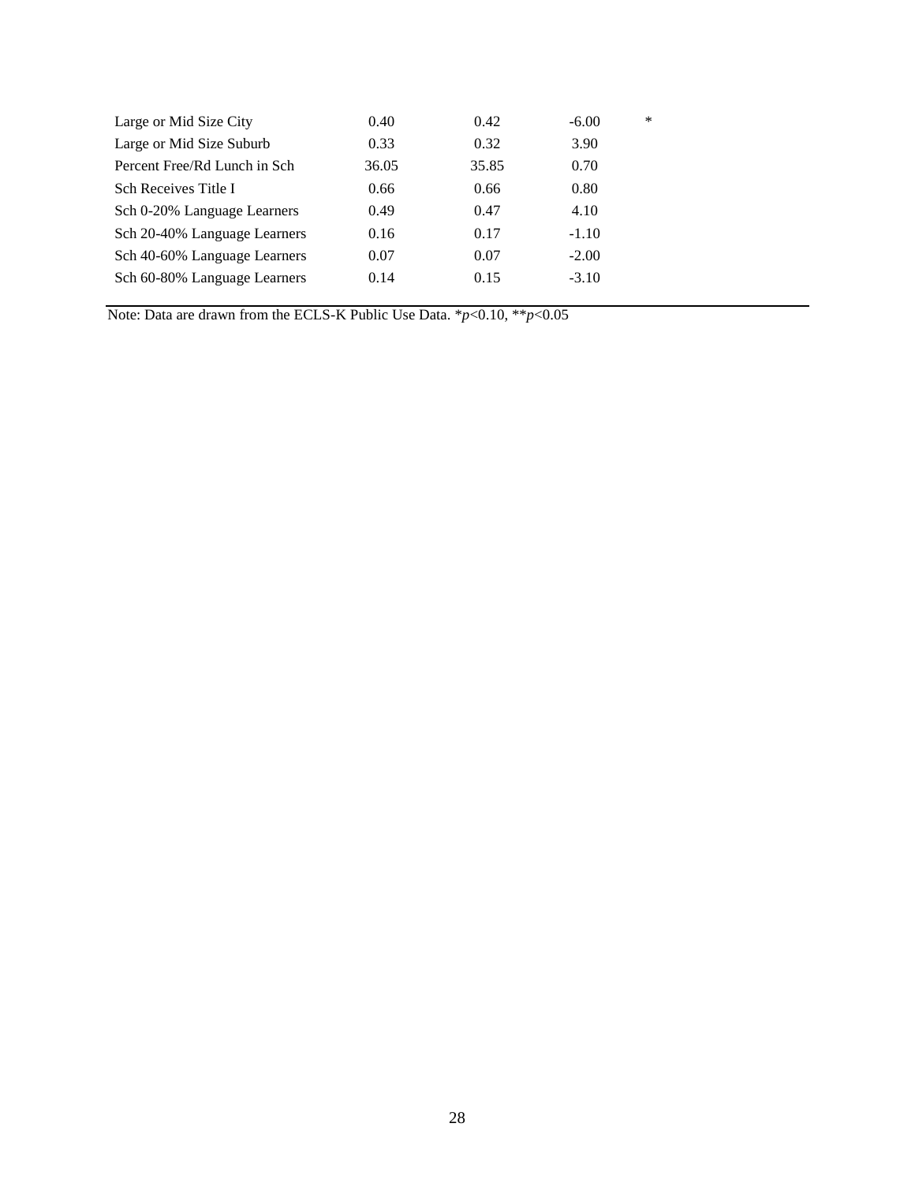| | | | | |
|---|---|---|---|---|
| Large or Mid Size City | 0.40 | 0.42 | -6.00 | * |
| Large or Mid Size Suburb | 0.33 | 0.32 | 3.90 | |
| Percent Free/Rd Lunch in Sch | 36.05 | 35.85 | 0.70 | |
| Sch Receives Title I | 0.66 | 0.66 | 0.80 | |
| Sch 0-20% Language Learners | 0.49 | 0.47 | 4.10 | |
| Sch 20-40% Language Learners | 0.16 | 0.17 | -1.10 | |
| Sch 40-60% Language Learners | 0.07 | 0.07 | -2.00 | |
| Sch 60-80% Language Learners | 0.14 | 0.15 | -3.10 | |

Note: Data are drawn from the ECLS-K Public Use Data. *$p$<0.10, **$p$<0.05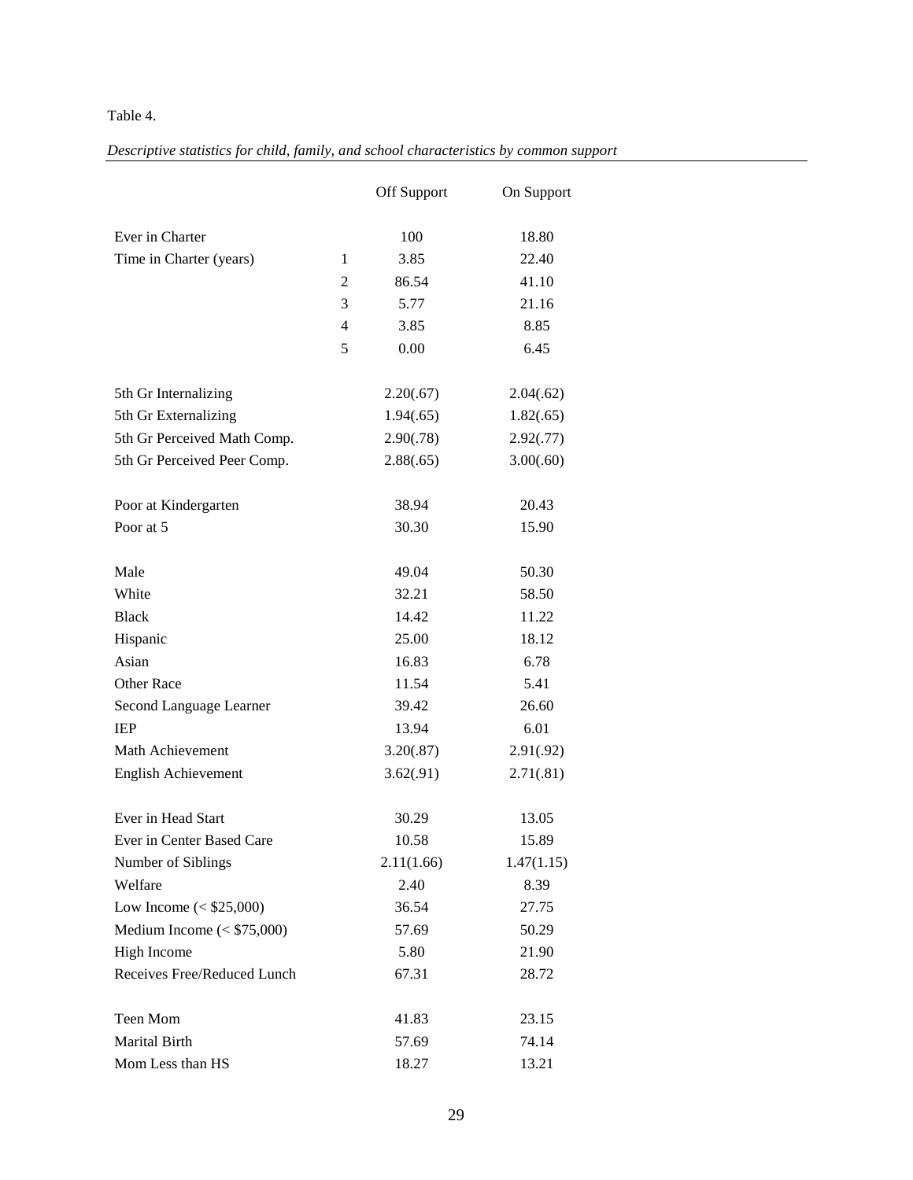Table 4.

*Descriptive statistics for child, family, and school characteristics by common support*

| | | Off Support | On Support |
|---|---|---|---|
| Ever in Charter | | 100 | 18.80 |
| Time in Charter (years) | 1 | 3.85 | 22.40 |
| | 2 | 86.54 | 41.10 |
| | 3 | 5.77 | 21.16 |
| | 4 | 3.85 | 8.85 |
| | 5 | 0.00 | 6.45 |
| 5th Gr Internalizing | | 2.20(.67) | 2.04(.62) |
| 5th Gr Externalizing | | 1.94(.65) | 1.82(.65) |
| 5th Gr Perceived Math Comp. | | 2.90(.78) | 2.92(.77) |
| 5th Gr Perceived Peer Comp. | | 2.88(.65) | 3.00(.60) |
| Poor at Kindergarten | | 38.94 | 20.43 |
| Poor at 5 | | 30.30 | 15.90 |
| Male | | 49.04 | 50.30 |
| White | | 32.21 | 58.50 |
| Black | | 14.42 | 11.22 |
| Hispanic | | 25.00 | 18.12 |
| Asian | | 16.83 | 6.78 |
| Other Race | | 11.54 | 5.41 |
| Second Language Learner | | 39.42 | 26.60 |
| IEP | | 13.94 | 6.01 |
| Math Achievement | | 3.20(.87) | 2.91(.92) |
| English Achievement | | 3.62(.91) | 2.71(.81) |
| Ever in Head Start | | 30.29 | 13.05 |
| Ever in Center Based Care | | 10.58 | 15.89 |
| Number of Siblings | | 2.11(1.66) | 1.47(1.15) |
| Welfare | | 2.40 | 8.39 |
| Low Income (< $25,000) | | 36.54 | 27.75 |
| Medium Income (< $75,000) | | 57.69 | 50.29 |
| High Income | | 5.80 | 21.90 |
| Receives Free/Reduced Lunch | | 67.31 | 28.72 |
| Teen Mom | | 41.83 | 23.15 |
| Marital Birth | | 57.69 | 74.14 |
| Mom Less than HS | | 18.27 | 13.21 |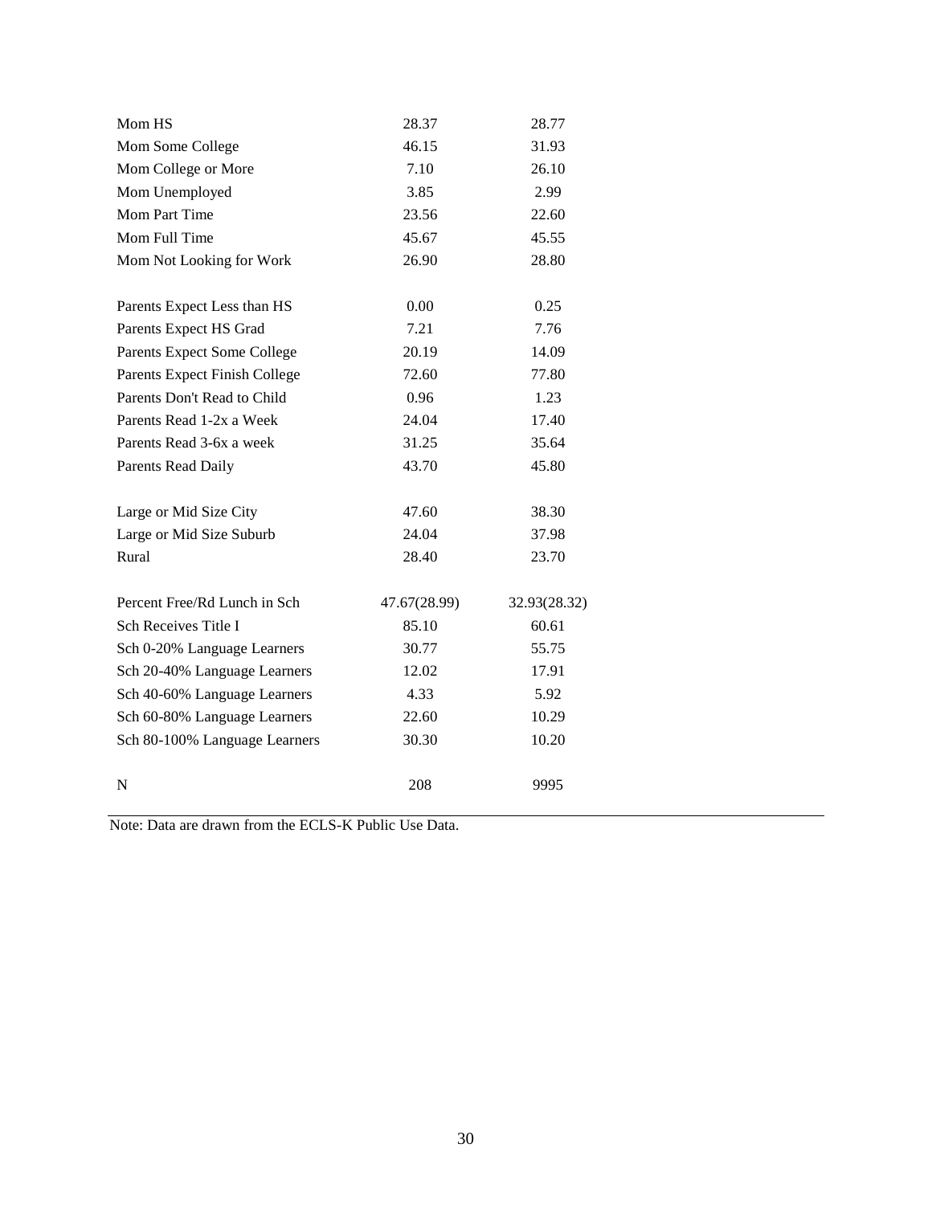| | | |
|---|---|---|
| Mom HS | 28.37 | 28.77 |
| Mom Some College | 46.15 | 31.93 |
| Mom College or More | 7.10 | 26.10 |
| Mom Unemployed | 3.85 | 2.99 |
| Mom Part Time | 23.56 | 22.60 |
| Mom Full Time | 45.67 | 45.55 |
| Mom Not Looking for Work | 26.90 | 28.80 |
| | | |
| Parents Expect Less than HS | 0.00 | 0.25 |
| Parents Expect HS Grad | 7.21 | 7.76 |
| Parents Expect Some College | 20.19 | 14.09 |
| Parents Expect Finish College | 72.60 | 77.80 |
| Parents Don't Read to Child | 0.96 | 1.23 |
| Parents Read 1-2x a Week | 24.04 | 17.40 |
| Parents Read 3-6x a week | 31.25 | 35.64 |
| Parents Read Daily | 43.70 | 45.80 |
| | | |
| Large or Mid Size City | 47.60 | 38.30 |
| Large or Mid Size Suburb | 24.04 | 37.98 |
| Rural | 28.40 | 23.70 |
| | | |
| Percent Free/Rd Lunch in Sch | 47.67(28.99) | 32.93(28.32) |
| Sch Receives Title I | 85.10 | 60.61 |
| Sch 0-20% Language Learners | 30.77 | 55.75 |
| Sch 20-40% Language Learners | 12.02 | 17.91 |
| Sch 40-60% Language Learners | 4.33 | 5.92 |
| Sch 60-80% Language Learners | 22.60 | 10.29 |
| Sch 80-100% Language Learners | 30.30 | 10.20 |
| | | |
| N | 208 | 9995 |

Note: Data are drawn from the ECLS-K Public Use Data.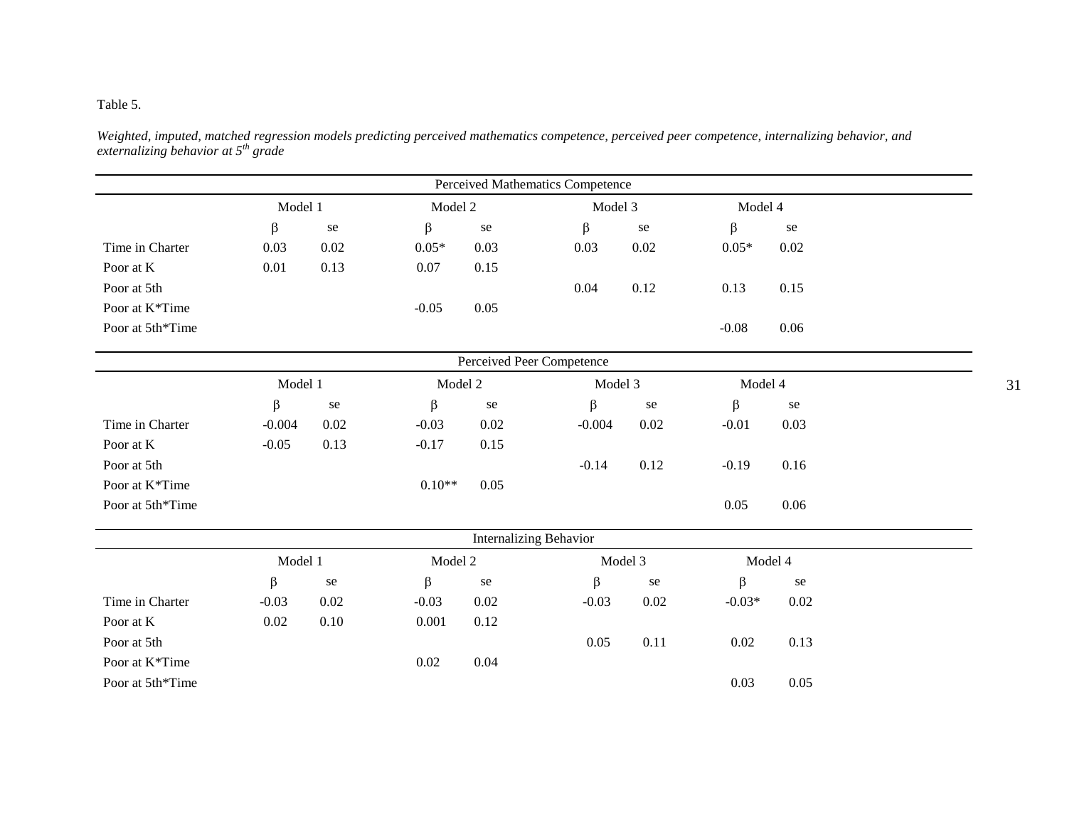Table 5.

*Weighted, imputed, matched regression models predicting perceived mathematics competence, perceived peer competence, internalizing behavior, and externalizing behavior at 5th grade*

| Perceived Mathematics Competence | | | | | | | | |
|---|---|---|---|---|---|---|---|---|
| | Model 1 | | Model 2 | | Model 3 | | Model 4 | |
| | β | se | β | se | β | se | β | se |
| Time in Charter | 0.03 | 0.02 | 0.05* | 0.03 | 0.03 | 0.02 | 0.05* | 0.02 |
| Poor at K | 0.01 | 0.13 | 0.07 | 0.15 | | | | |
| Poor at 5th | | | | | 0.04 | 0.12 | 0.13 | 0.15 |
| Poor at K*Time | | | -0.05 | 0.05 | | | | |
| Poor at 5th*Time | | | | | | | -0.08 | 0.06 |

| Perceived Peer Competence | | | | | | | | |
|---|---|---|---|---|---|---|---|---|
| | Model 1 | | Model 2 | | Model 3 | | Model 4 | |
| | β | se | β | se | β | se | β | se |
| Time in Charter | -0.004 | 0.02 | -0.03 | 0.02 | -0.004 | 0.02 | -0.01 | 0.03 |
| Poor at K | -0.05 | 0.13 | -0.17 | 0.15 | | | | |
| Poor at 5th | | | | | -0.14 | 0.12 | -0.19 | 0.16 |
| Poor at K*Time | | | 0.10** | 0.05 | | | | |
| Poor at 5th*Time | | | | | | | 0.05 | 0.06 |

| Internalizing Behavior | | | | | | | | |
|---|---|---|---|---|---|---|---|---|
| | Model 1 | | Model 2 | | Model 3 | | Model 4 | |
| | β | se | β | se | β | se | β | se |
| Time in Charter | -0.03 | 0.02 | -0.03 | 0.02 | -0.03 | 0.02 | -0.03* | 0.02 |
| Poor at K | 0.02 | 0.10 | 0.001 | 0.12 | | | | |
| Poor at 5th | | | | | 0.05 | 0.11 | 0.02 | 0.13 |
| Poor at K*Time | | | 0.02 | 0.04 | | | | |
| Poor at 5th*Time | | | | | | | 0.03 | 0.05 |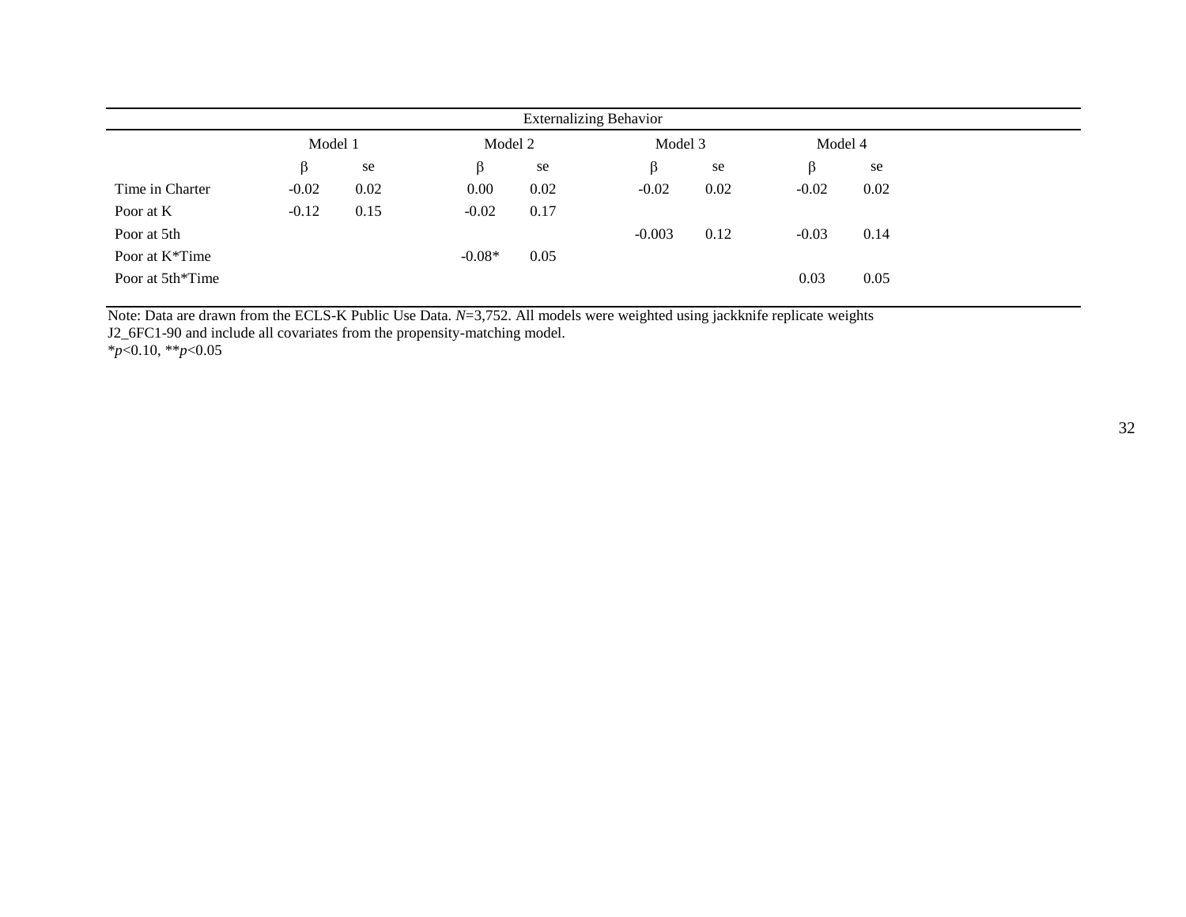| | Externalizing Behavior | | | | | | | |
|---|---|---|---|---|---|---|---|---|
| | Model 1 | | Model 2 | | Model 3 | | Model 4 | |
| | β | se | β | se | β | se | β | se |
| Time in Charter | -0.02 | 0.02 | 0.00 | 0.02 | -0.02 | 0.02 | -0.02 | 0.02 |
| Poor at K | -0.12 | 0.15 | -0.02 | 0.17 | | | | |
| Poor at 5th | | | | | -0.003 | 0.12 | -0.03 | 0.14 |
| Poor at K*Time | | | -0.08* | 0.05 | | | | |
| Poor at 5th*Time | | | | | | | 0.03 | 0.05 |

Note: Data are drawn from the ECLS-K Public Use Data. *N*=3,752. All models were weighted using jackknife replicate weights J2_6FC1-90 and include all covariates from the propensity-matching model.
\**p*<0.10, \*\**p*<0.05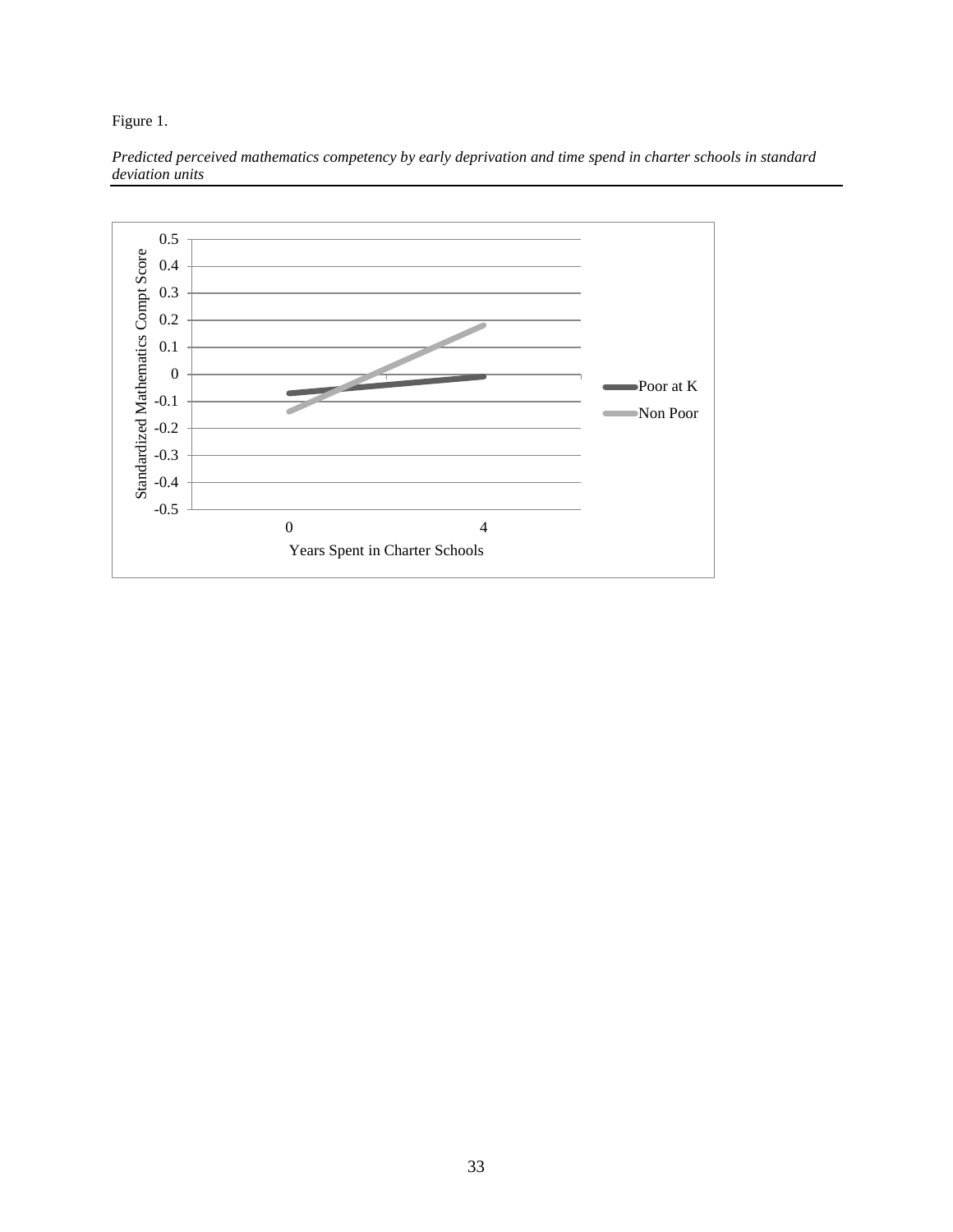Figure 1.

*Predicted perceived mathematics competency by early deprivation and time spend in charter schools in standard deviation units*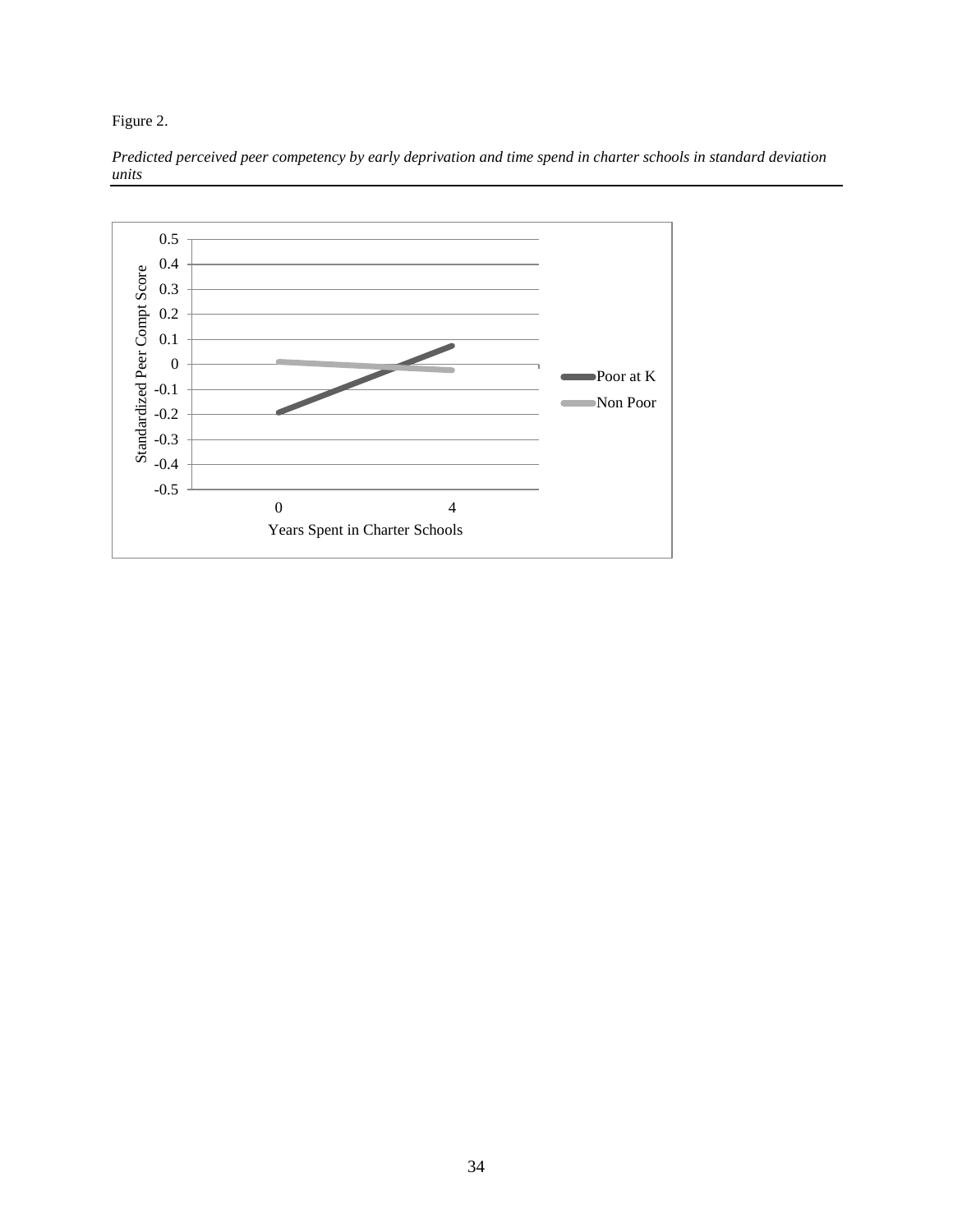Figure 2.

*Predicted perceived peer competency by early deprivation and time spend in charter schools in standard deviation units*

Standardized Peer Compt Score

0.5
0.4
0.3
0.2
0.1
0
-0.1
-0.2
-0.3
-0.4
-0.5

0 4

Years Spent in Charter Schools

Poor at K

Non Poor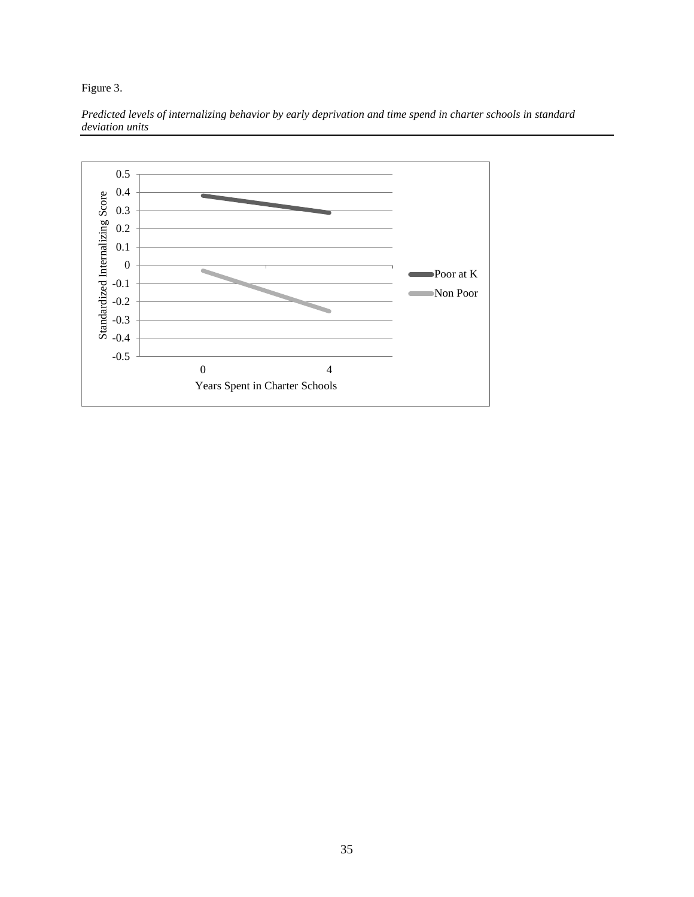Figure 3.

*Predicted levels of internalizing behavior by early deprivation and time spend in charter schools in standard deviation units*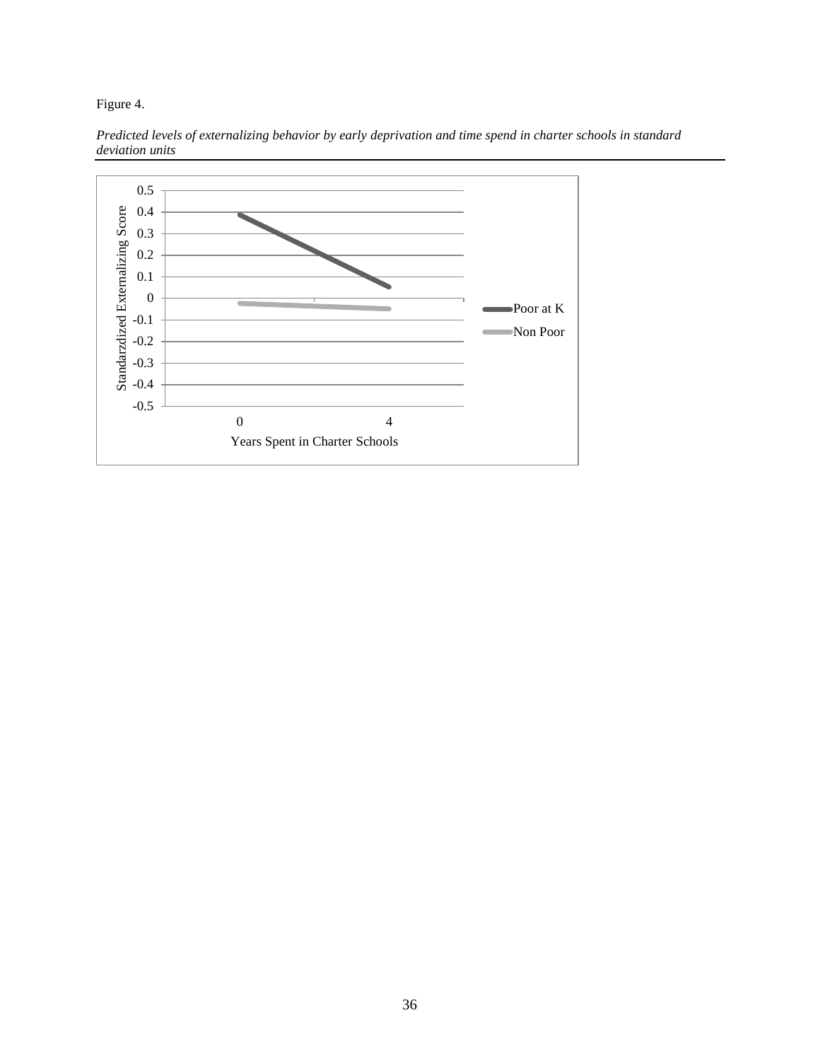Figure 4.

*Predicted levels of externalizing behavior by early deprivation and time spend in charter schools in standard deviation units*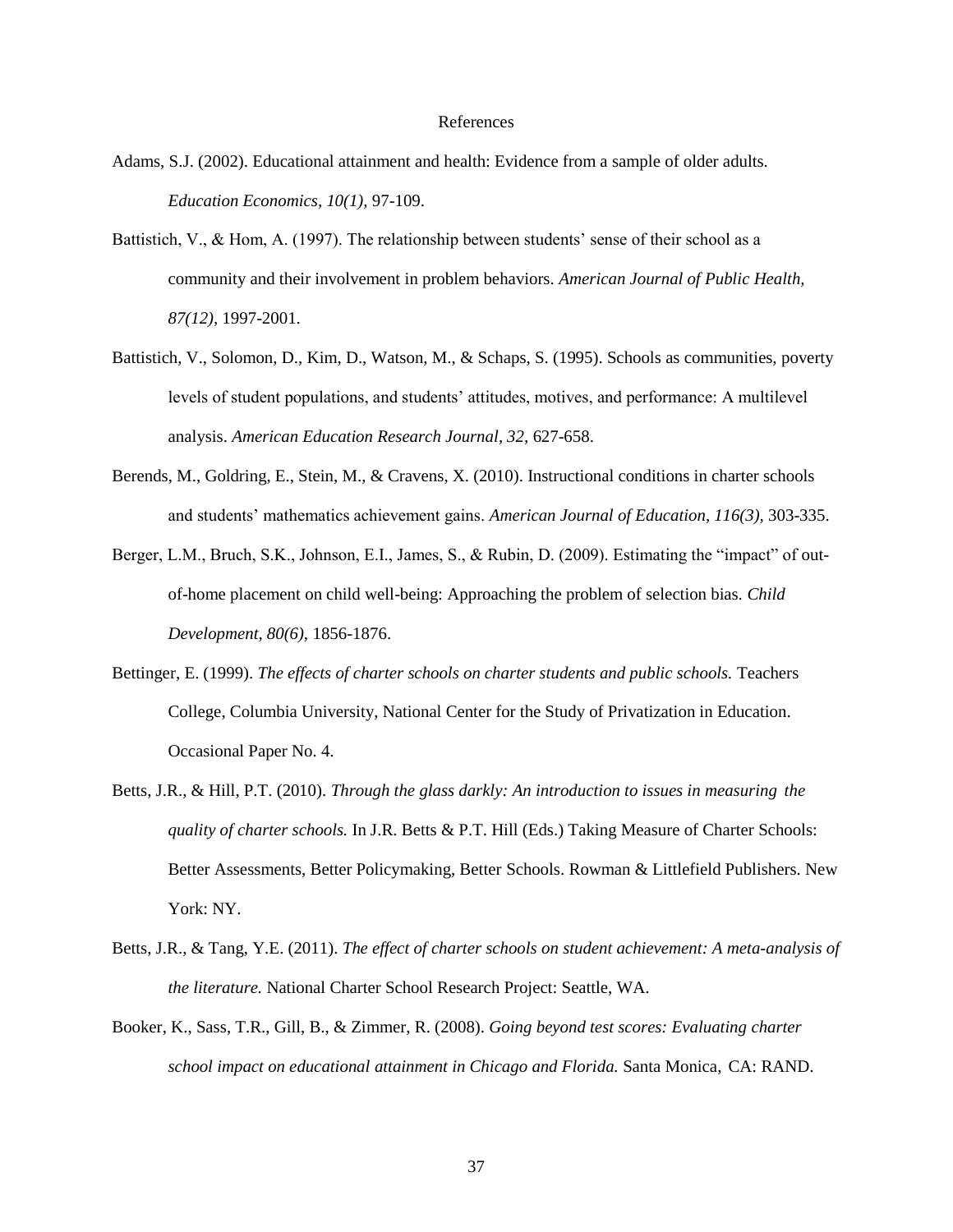# References

Adams, S.J. (2002). Educational attainment and health: Evidence from a sample of older adults. *Education Economics, 10(1),* 97-109.

Battistich, V., & Hom, A. (1997). The relationship between students' sense of their school as a community and their involvement in problem behaviors. *American Journal of Public Health, 87(12),* 1997-2001.

Battistich, V., Solomon, D., Kim, D., Watson, M., & Schaps, S. (1995). Schools as communities, poverty levels of student populations, and students' attitudes, motives, and performance: A multilevel analysis. *American Education Research Journal, 32,* 627-658.

Berends, M., Goldring, E., Stein, M., & Cravens, X. (2010). Instructional conditions in charter schools and students' mathematics achievement gains. *American Journal of Education, 116(3),* 303-335.

Berger, L.M., Bruch, S.K., Johnson, E.I., James, S., & Rubin, D. (2009). Estimating the "impact" of out-of-home placement on child well-being: Approaching the problem of selection bias. *Child Development, 80(6),* 1856-1876.

Bettinger, E. (1999). *The effects of charter schools on charter students and public schools.* Teachers College, Columbia University, National Center for the Study of Privatization in Education. Occasional Paper No. 4.

Betts, J.R., & Hill, P.T. (2010). *Through the glass darkly: An introduction to issues in measuring the quality of charter schools.* In J.R. Betts & P.T. Hill (Eds.) Taking Measure of Charter Schools: Better Assessments, Better Policymaking, Better Schools. Rowman & Littlefield Publishers. New York: NY.

Betts, J.R., & Tang, Y.E. (2011). *The effect of charter schools on student achievement: A meta-analysis of the literature.* National Charter School Research Project: Seattle, WA.

Booker, K., Sass, T.R., Gill, B., & Zimmer, R. (2008). *Going beyond test scores: Evaluating charter school impact on educational attainment in Chicago and Florida.* Santa Monica, CA: RAND.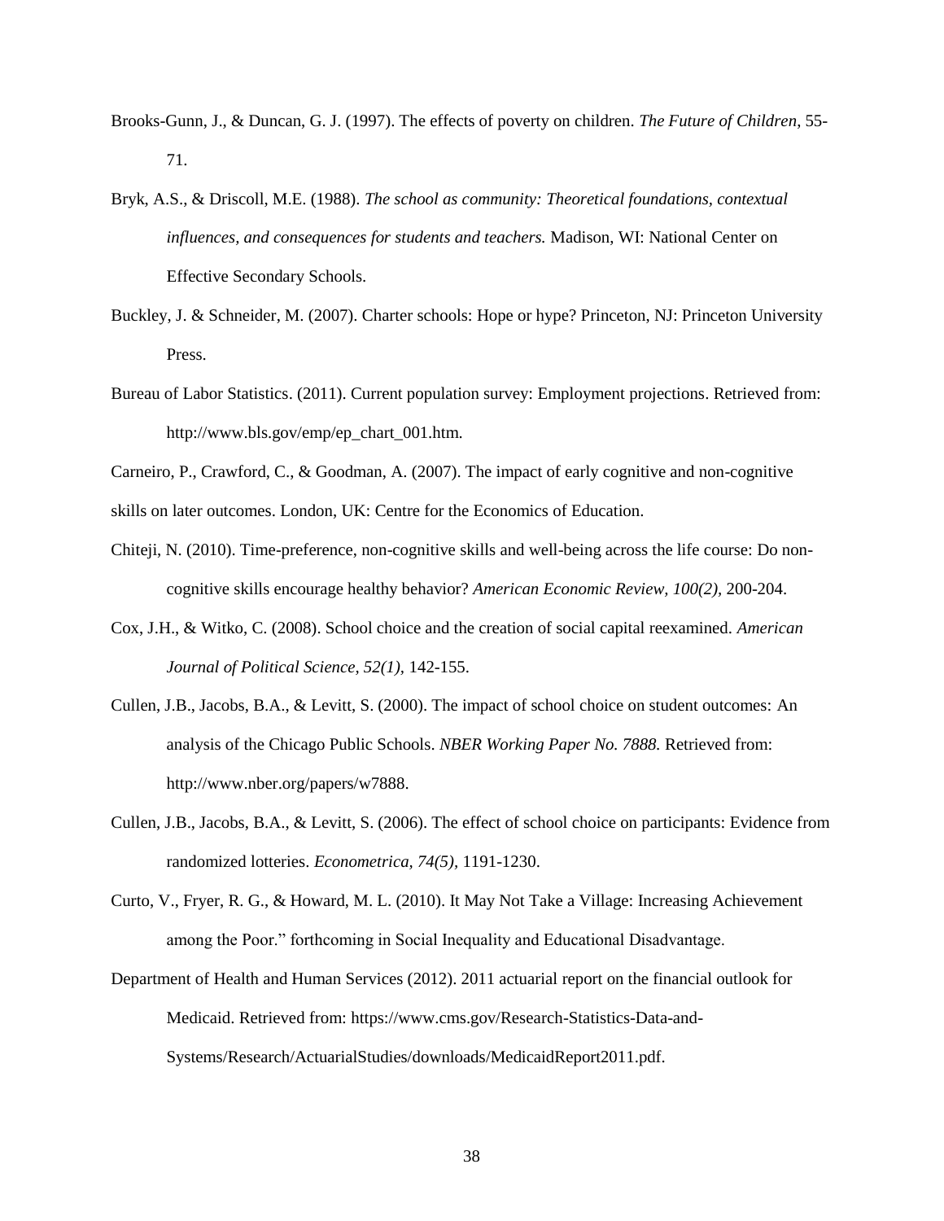Brooks-Gunn, J., & Duncan, G. J. (1997). The effects of poverty on children. *The Future of Children*, 55-71.

Bryk, A.S., & Driscoll, M.E. (1988). *The school as community: Theoretical foundations, contextual influences, and consequences for students and teachers.* Madison, WI: National Center on Effective Secondary Schools.

Buckley, J. & Schneider, M. (2007). Charter schools: Hope or hype? Princeton, NJ: Princeton University Press.

Bureau of Labor Statistics. (2011). Current population survey: Employment projections. Retrieved from: http://www.bls.gov/emp/ep_chart_001.htm.

Carneiro, P., Crawford, C., & Goodman, A. (2007). The impact of early cognitive and non-cognitive skills on later outcomes. London, UK: Centre for the Economics of Education.

Chiteji, N. (2010). Time-preference, non-cognitive skills and well-being across the life course: Do non-cognitive skills encourage healthy behavior? *American Economic Review, 100(2)*, 200-204.

Cox, J.H., & Witko, C. (2008). School choice and the creation of social capital reexamined. *American Journal of Political Science, 52(1)*, 142-155.

Cullen, J.B., Jacobs, B.A., & Levitt, S. (2000). The impact of school choice on student outcomes: An analysis of the Chicago Public Schools. *NBER Working Paper No. 7888.* Retrieved from: http://www.nber.org/papers/w7888.

Cullen, J.B., Jacobs, B.A., & Levitt, S. (2006). The effect of school choice on participants: Evidence from randomized lotteries. *Econometrica, 74(5)*, 1191-1230.

Curto, V., Fryer, R. G., & Howard, M. L. (2010). It May Not Take a Village: Increasing Achievement among the Poor." forthcoming in Social Inequality and Educational Disadvantage.

Department of Health and Human Services (2012). 2011 actuarial report on the financial outlook for Medicaid. Retrieved from: https://www.cms.gov/Research-Statistics-Data-and-Systems/Research/ActuarialStudies/downloads/MedicaidReport2011.pdf.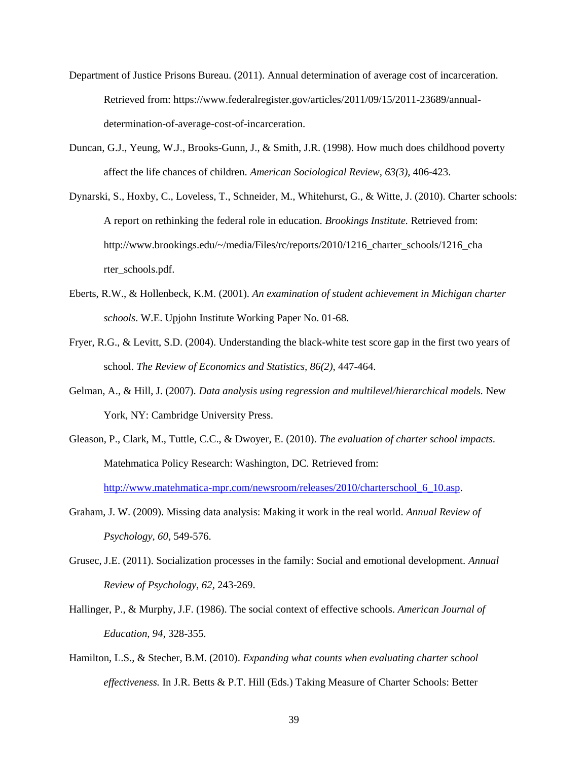Department of Justice Prisons Bureau. (2011). Annual determination of average cost of incarceration. Retrieved from: https://www.federalregister.gov/articles/2011/09/15/2011-23689/annual-determination-of-average-cost-of-incarceration.

Duncan, G.J., Yeung, W.J., Brooks-Gunn, J., & Smith, J.R. (1998). How much does childhood poverty affect the life chances of children. *American Sociological Review, 63(3),* 406-423.

Dynarski, S., Hoxby, C., Loveless, T., Schneider, M., Whitehurst, G., & Witte, J. (2010). Charter schools: A report on rethinking the federal role in education. *Brookings Institute.* Retrieved from: http://www.brookings.edu/~/media/Files/rc/reports/2010/1216_charter_schools/1216_charter_schools.pdf.

Eberts, R.W., & Hollenbeck, K.M. (2001). *An examination of student achievement in Michigan charter schools*. W.E. Upjohn Institute Working Paper No. 01-68.

Fryer, R.G., & Levitt, S.D. (2004). Understanding the black-white test score gap in the first two years of school. *The Review of Economics and Statistics, 86(2)*, 447-464.

Gelman, A., & Hill, J. (2007). *Data analysis using regression and multilevel/hierarchical models.* New York, NY: Cambridge University Press.

Gleason, P., Clark, M., Tuttle, C.C., & Dwoyer, E. (2010). *The evaluation of charter school impacts.* Matehmatica Policy Research: Washington, DC. Retrieved from: [http://www.matehmatica-mpr.com/newsroom/releases/2010/charterschool_6_10.asp](http://www.matehmatica-mpr.com/newsroom/releases/2010/charterschool_6_10.asp).

Graham, J. W. (2009). Missing data analysis: Making it work in the real world. *Annual Review of Psychology, 60*, 549-576.

Grusec, J.E. (2011). Socialization processes in the family: Social and emotional development. *Annual Review of Psychology, 62*, 243-269.

Hallinger, P., & Murphy, J.F. (1986). The social context of effective schools. *American Journal of Education, 94*, 328-355.

Hamilton, L.S., & Stecher, B.M. (2010). *Expanding what counts when evaluating charter school effectiveness.* In J.R. Betts & P.T. Hill (Eds.) Taking Measure of Charter Schools: Better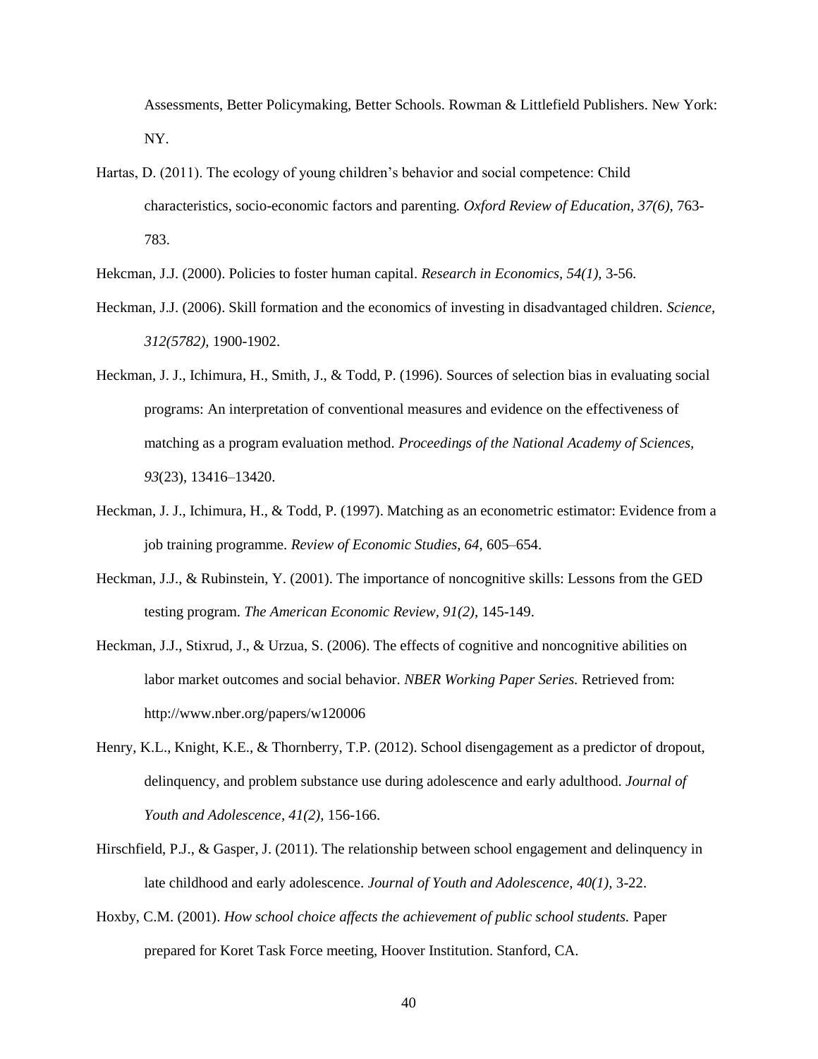Assessments, Better Policymaking, Better Schools. Rowman & Littlefield Publishers. New York: NY.

Hartas, D. (2011). The ecology of young children's behavior and social competence: Child characteristics, socio-economic factors and parenting. *Oxford Review of Education, 37(6),* 763-783.

Hekcman, J.J. (2000). Policies to foster human capital. *Research in Economics, 54(1),* 3-56.

Heckman, J.J. (2006). Skill formation and the economics of investing in disadvantaged children. *Science, 312(5782),* 1900-1902.

Heckman, J. J., Ichimura, H., Smith, J., & Todd, P. (1996). Sources of selection bias in evaluating social programs: An interpretation of conventional measures and evidence on the effectiveness of matching as a program evaluation method. *Proceedings of the National Academy of Sciences, 93*(23), 13416–13420.

Heckman, J. J., Ichimura, H., & Todd, P. (1997). Matching as an econometric estimator: Evidence from a job training programme. *Review of Economic Studies, 64*, 605–654.

Heckman, J.J., & Rubinstein, Y. (2001). The importance of noncognitive skills: Lessons from the GED testing program. *The American Economic Review, 91(2)*, 145-149.

Heckman, J.J., Stixrud, J., & Urzua, S. (2006). The effects of cognitive and noncognitive abilities on labor market outcomes and social behavior. *NBER Working Paper Series.* Retrieved from: http://www.nber.org/papers/w120006

Henry, K.L., Knight, K.E., & Thornberry, T.P. (2012). School disengagement as a predictor of dropout, delinquency, and problem substance use during adolescence and early adulthood. *Journal of Youth and Adolescence, 41(2),* 156-166.

Hirschfield, P.J., & Gasper, J. (2011). The relationship between school engagement and delinquency in late childhood and early adolescence. *Journal of Youth and Adolescence, 40(1),* 3-22.

Hoxby, C.M. (2001). *How school choice affects the achievement of public school students.* Paper prepared for Koret Task Force meeting, Hoover Institution. Stanford, CA.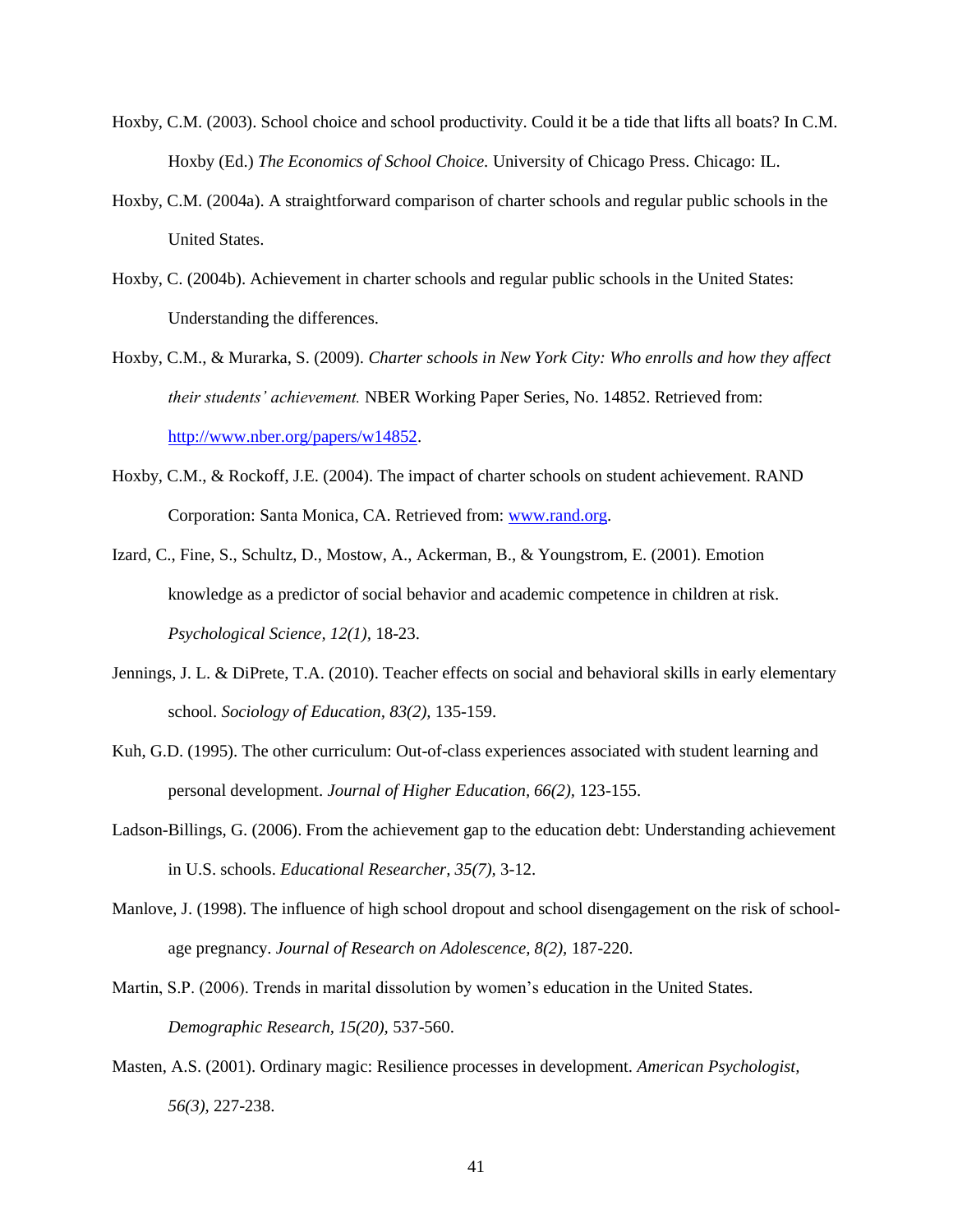Hoxby, C.M. (2003). School choice and school productivity. Could it be a tide that lifts all boats? In C.M. Hoxby (Ed.) *The Economics of School Choice.* University of Chicago Press. Chicago: IL.

Hoxby, C.M. (2004a). A straightforward comparison of charter schools and regular public schools in the United States.

Hoxby, C. (2004b). Achievement in charter schools and regular public schools in the United States: Understanding the differences.

Hoxby, C.M., & Murarka, S. (2009). *Charter schools in New York City: Who enrolls and how they affect their students' achievement.* NBER Working Paper Series, No. 14852. Retrieved from: http://www.nber.org/papers/w14852.

Hoxby, C.M., & Rockoff, J.E. (2004). The impact of charter schools on student achievement. RAND Corporation: Santa Monica, CA. Retrieved from: www.rand.org.

Izard, C., Fine, S., Schultz, D., Mostow, A., Ackerman, B., & Youngstrom, E. (2001). Emotion knowledge as a predictor of social behavior and academic competence in children at risk. *Psychological Science, 12(1),* 18-23.

Jennings, J. L. & DiPrete, T.A. (2010). Teacher effects on social and behavioral skills in early elementary school. *Sociology of Education, 83(2),* 135-159.

Kuh, G.D. (1995). The other curriculum: Out-of-class experiences associated with student learning and personal development. *Journal of Higher Education, 66(2),* 123-155.

Ladson-Billings, G. (2006). From the achievement gap to the education debt: Understanding achievement in U.S. schools. *Educational Researcher, 35(7),* 3-12.

Manlove, J. (1998). The influence of high school dropout and school disengagement on the risk of school-age pregnancy. *Journal of Research on Adolescence, 8(2),* 187-220.

Martin, S.P. (2006). Trends in marital dissolution by women's education in the United States. *Demographic Research, 15(20),* 537-560.

Masten, A.S. (2001). Ordinary magic: Resilience processes in development. *American Psychologist, 56(3),* 227-238.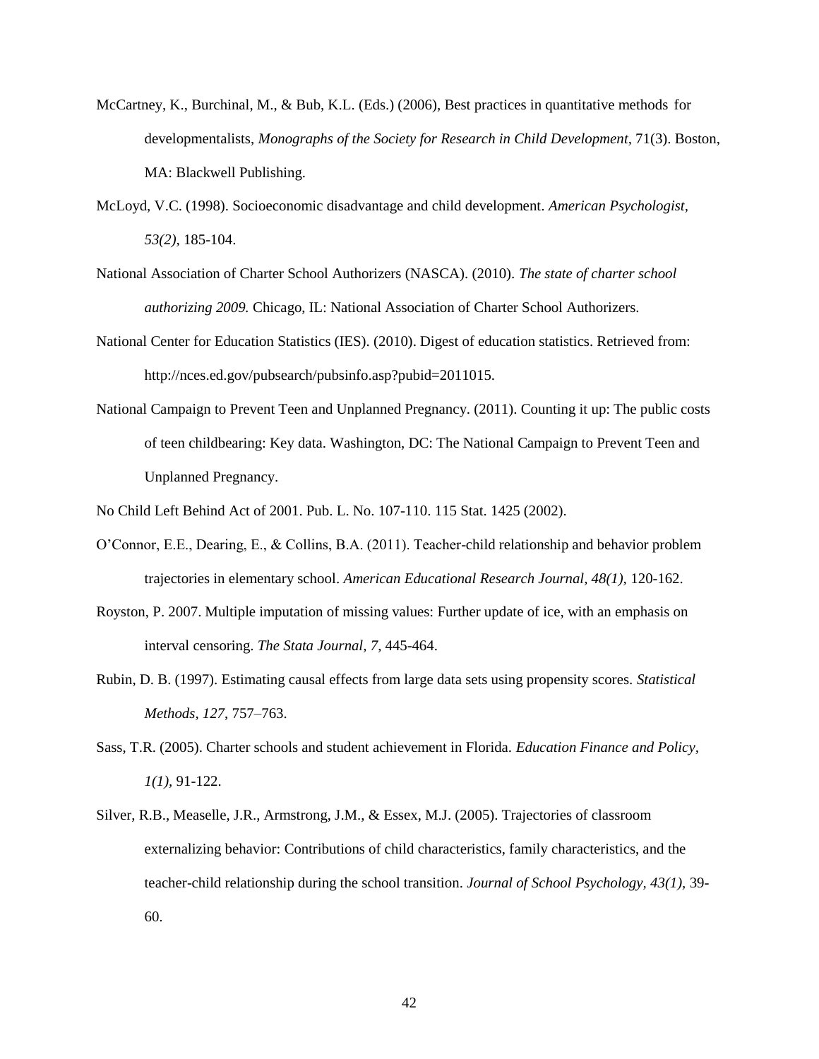McCartney, K., Burchinal, M., & Bub, K.L. (Eds.) (2006), Best practices in quantitative methods for developmentalists, *Monographs of the Society for Research in Child Development,* 71(3). Boston, MA: Blackwell Publishing.

McLoyd, V.C. (1998). Socioeconomic disadvantage and child development. *American Psychologist, 53(2)*, 185-104.

National Association of Charter School Authorizers (NASCA). (2010). *The state of charter school authorizing 2009.* Chicago, IL: National Association of Charter School Authorizers.

National Center for Education Statistics (IES). (2010). Digest of education statistics. Retrieved from: http://nces.ed.gov/pubsearch/pubsinfo.asp?pubid=2011015.

National Campaign to Prevent Teen and Unplanned Pregnancy. (2011). Counting it up: The public costs of teen childbearing: Key data. Washington, DC: The National Campaign to Prevent Teen and Unplanned Pregnancy.

No Child Left Behind Act of 2001. Pub. L. No. 107-110. 115 Stat. 1425 (2002).

O'Connor, E.E., Dearing, E., & Collins, B.A. (2011). Teacher-child relationship and behavior problem trajectories in elementary school. *American Educational Research Journal, 48(1),* 120-162.

Royston, P. 2007. Multiple imputation of missing values: Further update of ice, with an emphasis on interval censoring. *The Stata Journal, 7*, 445-464.

Rubin, D. B. (1997). Estimating causal effects from large data sets using propensity scores. *Statistical Methods, 127*, 757–763.

Sass, T.R. (2005). Charter schools and student achievement in Florida. *Education Finance and Policy, 1(1),* 91-122.

Silver, R.B., Measelle, J.R., Armstrong, J.M., & Essex, M.J. (2005). Trajectories of classroom externalizing behavior: Contributions of child characteristics, family characteristics, and the teacher-child relationship during the school transition. *Journal of School Psychology, 43(1),* 39-60.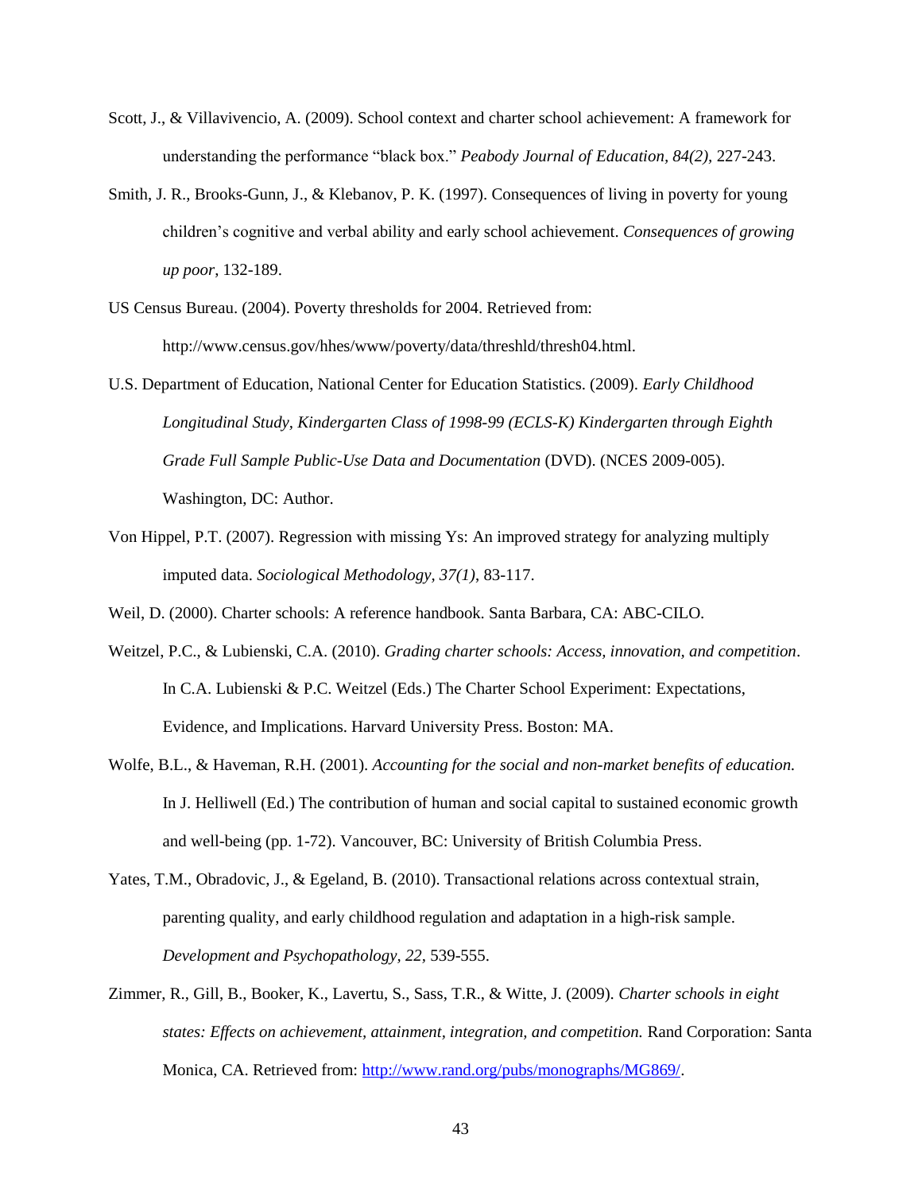Scott, J., & Villavivencio, A. (2009). School context and charter school achievement: A framework for understanding the performance "black box." *Peabody Journal of Education, 84(2),* 227-243.

Smith, J. R., Brooks-Gunn, J., & Klebanov, P. K. (1997). Consequences of living in poverty for young children's cognitive and verbal ability and early school achievement. *Consequences of growing up poor*, 132-189.

US Census Bureau. (2004). Poverty thresholds for 2004. Retrieved from: http://www.census.gov/hhes/www/poverty/data/threshld/thresh04.html.

U.S. Department of Education, National Center for Education Statistics. (2009). *Early Childhood Longitudinal Study, Kindergarten Class of 1998-99 (ECLS-K) Kindergarten through Eighth Grade Full Sample Public-Use Data and Documentation* (DVD). (NCES 2009-005). Washington, DC: Author.

Von Hippel, P.T. (2007). Regression with missing Ys: An improved strategy for analyzing multiply imputed data. *Sociological Methodology, 37(1)*, 83-117.

Weil, D. (2000). Charter schools: A reference handbook. Santa Barbara, CA: ABC-CILO.

Weitzel, P.C., & Lubienski, C.A. (2010). *Grading charter schools: Access, innovation, and competition*. In C.A. Lubienski & P.C. Weitzel (Eds.) The Charter School Experiment: Expectations, Evidence, and Implications. Harvard University Press. Boston: MA.

Wolfe, B.L., & Haveman, R.H. (2001). *Accounting for the social and non-market benefits of education.* In J. Helliwell (Ed.) The contribution of human and social capital to sustained economic growth and well-being (pp. 1-72). Vancouver, BC: University of British Columbia Press.

Yates, T.M., Obradovic, J., & Egeland, B. (2010). Transactional relations across contextual strain, parenting quality, and early childhood regulation and adaptation in a high-risk sample. *Development and Psychopathology, 22*, 539-555.

Zimmer, R., Gill, B., Booker, K., Lavertu, S., Sass, T.R., & Witte, J. (2009). *Charter schools in eight states: Effects on achievement, attainment, integration, and competition.* Rand Corporation: Santa Monica, CA. Retrieved from: http://www.rand.org/pubs/monographs/MG869/.